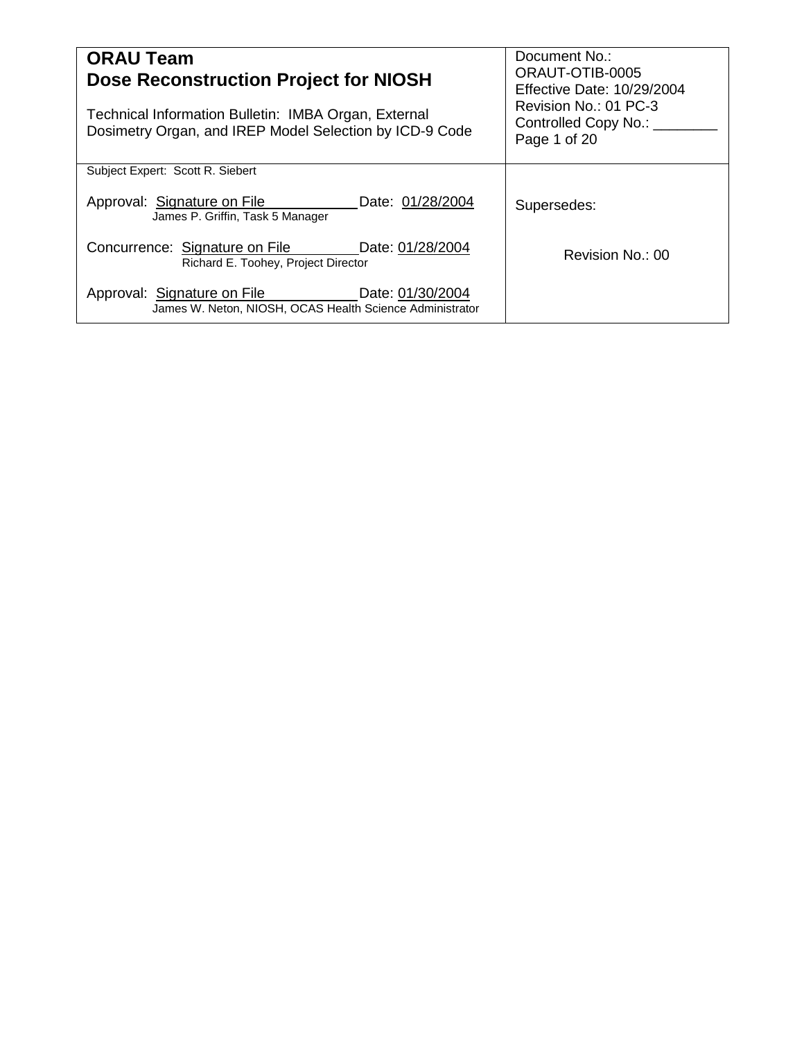| **ORAU Team**<br>**Dose Reconstruction Project for NIOSH**<br><br>Technical Information Bulletin: IMBA Organ, External Dosimetry Organ, and IREP Model Selection by ICD-9 Code | Document No.: ORAUT-OTIB-0005<br>Effective Date: 10/29/2004<br>Revision No.: 01 PC-3<br>Controlled Copy No.: ________<br>Page 1 of 20 |
|---|---|
| Subject Expert: Scott R. Siebert<br><br>Approval: Signature on File Date: 01/28/2004<br>James P. Griffin, Task 5 Manager<br><br>Concurrence: Signature on File Date: 01/28/2004<br>Richard E. Toohey, Project Director<br><br>Approval: Signature on File Date: 01/30/2004<br>James W. Neton, NIOSH, OCAS Health Science Administrator | Supersedes:<br><br>Revision No.: 00 |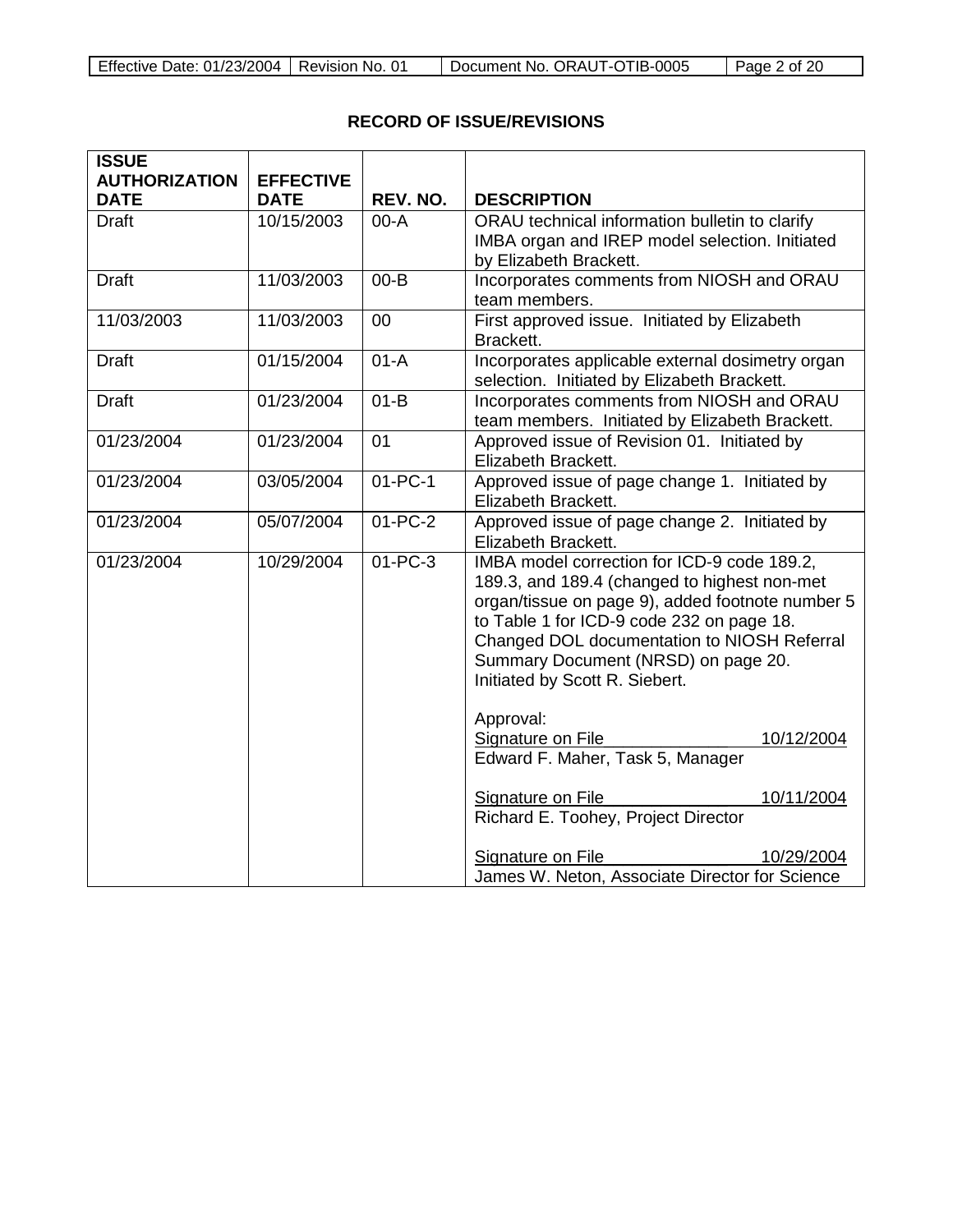## RECORD OF ISSUE/REVISIONS

| ISSUE AUTHORIZATION DATE | EFFECTIVE DATE | REV. NO. | DESCRIPTION |
|---|---|---|---|
| Draft | 10/15/2003 | 00-A | ORAU technical information bulletin to clarify IMBA organ and IREP model selection. Initiated by Elizabeth Brackett. |
| Draft | 11/03/2003 | 00-B | Incorporates comments from NIOSH and ORAU team members. |
| 11/03/2003 | 11/03/2003 | 00 | First approved issue. Initiated by Elizabeth Brackett. |
| Draft | 01/15/2004 | 01-A | Incorporates applicable external dosimetry organ selection. Initiated by Elizabeth Brackett. |
| Draft | 01/23/2004 | 01-B | Incorporates comments from NIOSH and ORAU team members. Initiated by Elizabeth Brackett. |
| 01/23/2004 | 01/23/2004 | 01 | Approved issue of Revision 01. Initiated by Elizabeth Brackett. |
| 01/23/2004 | 03/05/2004 | 01-PC-1 | Approved issue of page change 1. Initiated by Elizabeth Brackett. |
| 01/23/2004 | 05/07/2004 | 01-PC-2 | Approved issue of page change 2. Initiated by Elizabeth Brackett. |
| 01/23/2004 | 10/29/2004 | 01-PC-3 | IMBA model correction for ICD-9 code 189.2, 189.3, and 189.4 (changed to highest non-met organ/tissue on page 9), added footnote number 5 to Table 1 for ICD-9 code 232 on page 18. Changed DOL documentation to NIOSH Referral Summary Document (NRSD) on page 20. Initiated by Scott R. Siebert.<br><br>Approval:<br>Signature on File 10/12/2004<br>Edward F. Maher, Task 5, Manager<br><br>Signature on File 10/11/2004<br>Richard E. Toohey, Project Director<br><br>Signature on File 10/29/2004<br>James W. Neton, Associate Director for Science |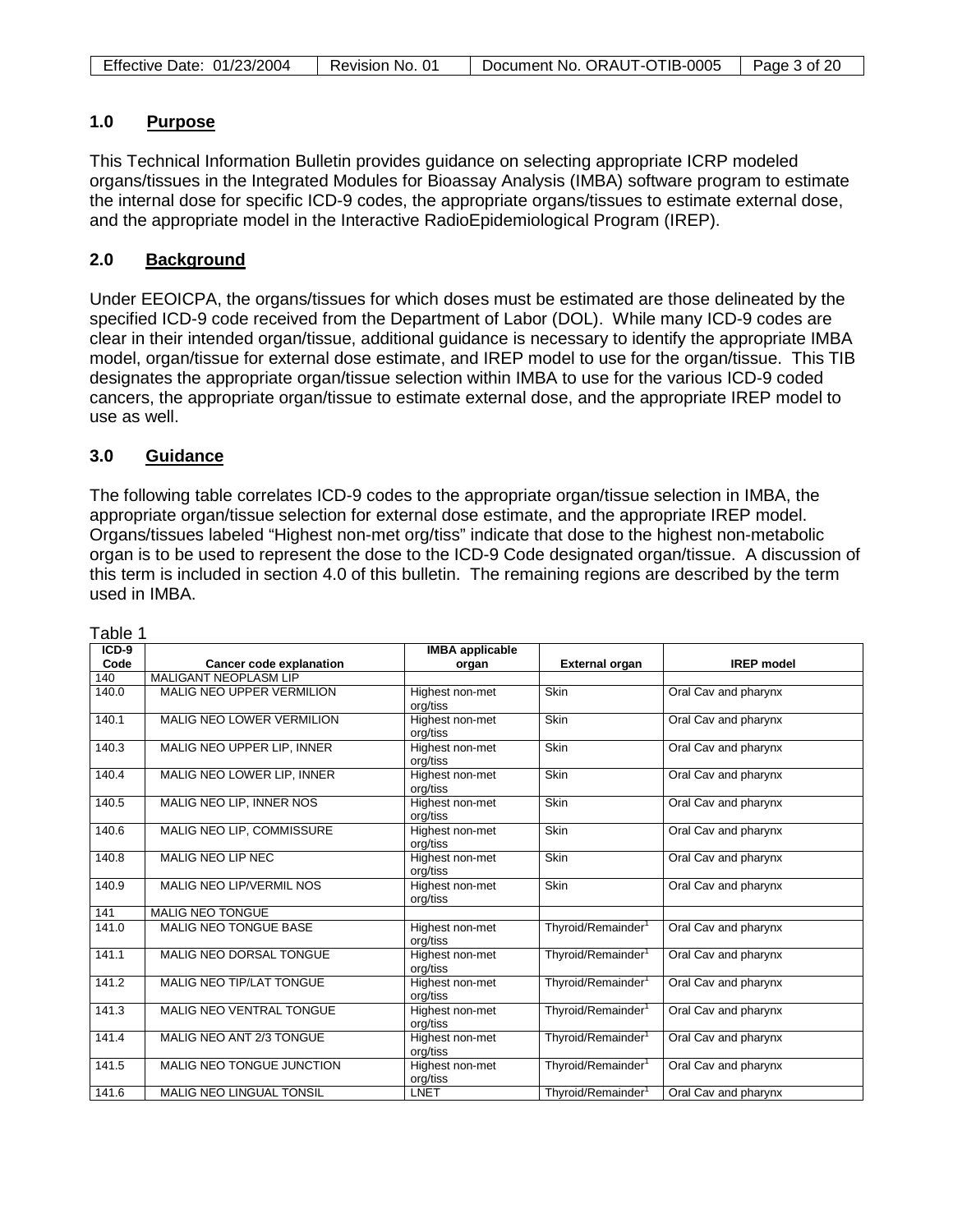## 1.0 Purpose

This Technical Information Bulletin provides guidance on selecting appropriate ICRP modeled organs/tissues in the Integrated Modules for Bioassay Analysis (IMBA) software program to estimate the internal dose for specific ICD-9 codes, the appropriate organs/tissues to estimate external dose, and the appropriate model in the Interactive RadioEpidemiological Program (IREP).

## 2.0 Background

Under EEOICPA, the organs/tissues for which doses must be estimated are those delineated by the specified ICD-9 code received from the Department of Labor (DOL). While many ICD-9 codes are clear in their intended organ/tissue, additional guidance is necessary to identify the appropriate IMBA model, organ/tissue for external dose estimate, and IREP model to use for the organ/tissue. This TIB designates the appropriate organ/tissue selection within IMBA to use for the various ICD-9 coded cancers, the appropriate organ/tissue to estimate external dose, and the appropriate IREP model to use as well.

## 3.0 Guidance

The following table correlates ICD-9 codes to the appropriate organ/tissue selection in IMBA, the appropriate organ/tissue selection for external dose estimate, and the appropriate IREP model. Organs/tissues labeled "Highest non-met org/tiss" indicate that dose to the highest non-metabolic organ is to be used to represent the dose to the ICD-9 Code designated organ/tissue. A discussion of this term is included in section 4.0 of this bulletin. The remaining regions are described by the term used in IMBA.

Table 1

| ICD-9 Code | Cancer code explanation | IMBA applicable organ | External organ | IREP model |
|---|---|---|---|---|
| 140 | MALIGANT NEOPLASM LIP | | | |
| 140.0 | MALIG NEO UPPER VERMILION | Highest non-met org/tiss | Skin | Oral Cav and pharynx |
| 140.1 | MALIG NEO LOWER VERMILION | Highest non-met org/tiss | Skin | Oral Cav and pharynx |
| 140.3 | MALIG NEO UPPER LIP, INNER | Highest non-met org/tiss | Skin | Oral Cav and pharynx |
| 140.4 | MALIG NEO LOWER LIP, INNER | Highest non-met org/tiss | Skin | Oral Cav and pharynx |
| 140.5 | MALIG NEO LIP, INNER NOS | Highest non-met org/tiss | Skin | Oral Cav and pharynx |
| 140.6 | MALIG NEO LIP, COMMISSURE | Highest non-met org/tiss | Skin | Oral Cav and pharynx |
| 140.8 | MALIG NEO LIP NEC | Highest non-met org/tiss | Skin | Oral Cav and pharynx |
| 140.9 | MALIG NEO LIP/VERMIL NOS | Highest non-met org/tiss | Skin | Oral Cav and pharynx |
| 141 | MALIG NEO TONGUE | | | |
| 141.0 | MALIG NEO TONGUE BASE | Highest non-met org/tiss | Thyroid/Remainder[1] | Oral Cav and pharynx |
| 141.1 | MALIG NEO DORSAL TONGUE | Highest non-met org/tiss | Thyroid/Remainder[1] | Oral Cav and pharynx |
| 141.2 | MALIG NEO TIP/LAT TONGUE | Highest non-met org/tiss | Thyroid/Remainder[1] | Oral Cav and pharynx |
| 141.3 | MALIG NEO VENTRAL TONGUE | Highest non-met org/tiss | Thyroid/Remainder[1] | Oral Cav and pharynx |
| 141.4 | MALIG NEO ANT 2/3 TONGUE | Highest non-met org/tiss | Thyroid/Remainder[1] | Oral Cav and pharynx |
| 141.5 | MALIG NEO TONGUE JUNCTION | Highest non-met org/tiss | Thyroid/Remainder[1] | Oral Cav and pharynx |
| 141.6 | MALIG NEO LINGUAL TONSIL | LNET | Thyroid/Remainder[1] | Oral Cav and pharynx |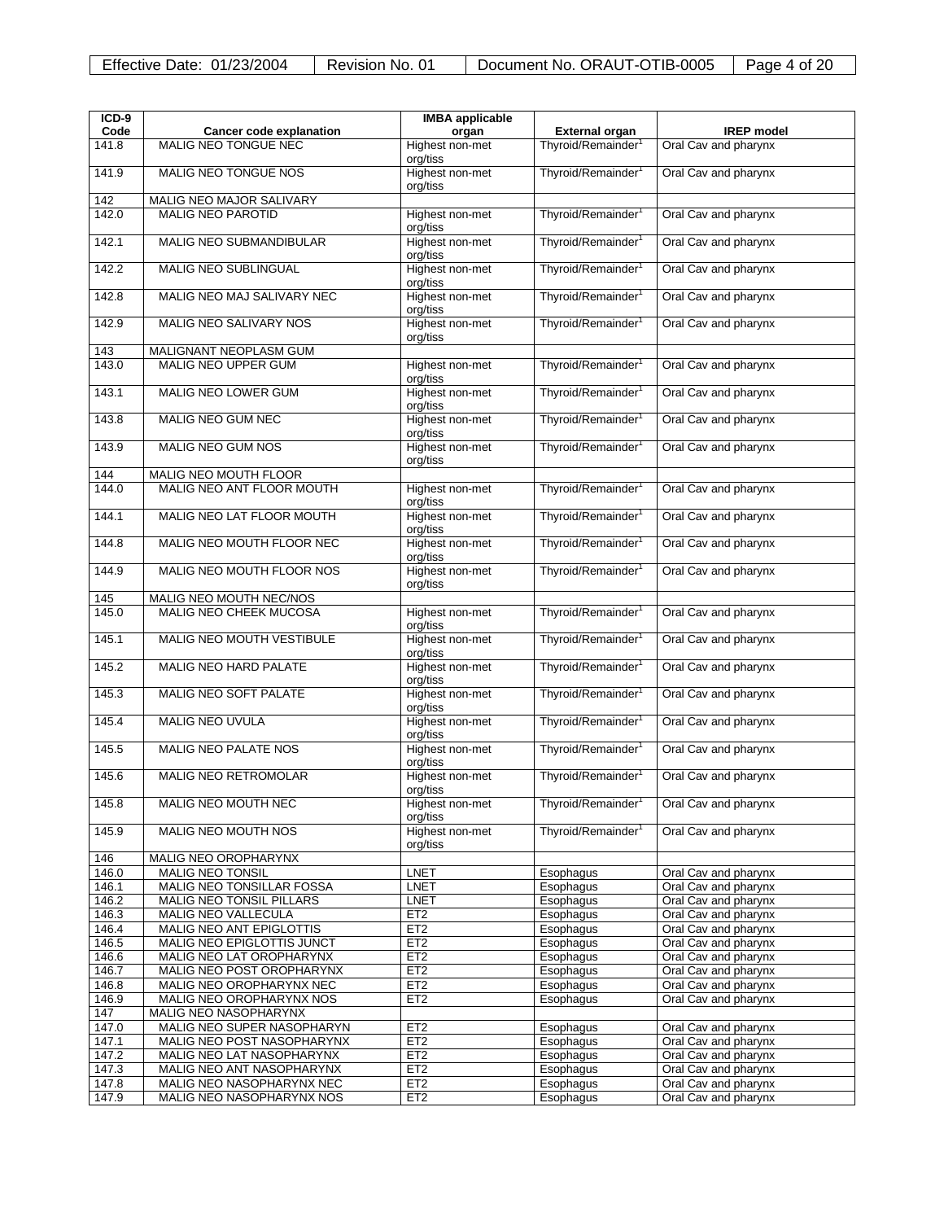| ICD-9 Code | Cancer code explanation | IMBA applicable organ | External organ | IREP model |
|---|---|---|---|---|
| 141.8 | MALIG NEO TONGUE NEC | Highest non-met org/tiss | Thyroid/Remainder[1] | Oral Cav and pharynx |
| 141.9 | MALIG NEO TONGUE NOS | Highest non-met org/tiss | Thyroid/Remainder[1] | Oral Cav and pharynx |
| 142 | MALIG NEO MAJOR SALIVARY | | | |
| 142.0 | MALIG NEO PAROTID | Highest non-met org/tiss | Thyroid/Remainder[1] | Oral Cav and pharynx |
| 142.1 | MALIG NEO SUBMANDIBULAR | Highest non-met org/tiss | Thyroid/Remainder[1] | Oral Cav and pharynx |
| 142.2 | MALIG NEO SUBLINGUAL | Highest non-met org/tiss | Thyroid/Remainder[1] | Oral Cav and pharynx |
| 142.8 | MALIG NEO MAJ SALIVARY NEC | Highest non-met org/tiss | Thyroid/Remainder[1] | Oral Cav and pharynx |
| 142.9 | MALIG NEO SALIVARY NOS | Highest non-met org/tiss | Thyroid/Remainder[1] | Oral Cav and pharynx |
| 143 | MALIGNANT NEOPLASM GUM | | | |
| 143.0 | MALIG NEO UPPER GUM | Highest non-met org/tiss | Thyroid/Remainder[1] | Oral Cav and pharynx |
| 143.1 | MALIG NEO LOWER GUM | Highest non-met org/tiss | Thyroid/Remainder[1] | Oral Cav and pharynx |
| 143.8 | MALIG NEO GUM NEC | Highest non-met org/tiss | Thyroid/Remainder[1] | Oral Cav and pharynx |
| 143.9 | MALIG NEO GUM NOS | Highest non-met org/tiss | Thyroid/Remainder[1] | Oral Cav and pharynx |
| 144 | MALIG NEO MOUTH FLOOR | | | |
| 144.0 | MALIG NEO ANT FLOOR MOUTH | Highest non-met org/tiss | Thyroid/Remainder[1] | Oral Cav and pharynx |
| 144.1 | MALIG NEO LAT FLOOR MOUTH | Highest non-met org/tiss | Thyroid/Remainder[1] | Oral Cav and pharynx |
| 144.8 | MALIG NEO MOUTH FLOOR NEC | Highest non-met org/tiss | Thyroid/Remainder[1] | Oral Cav and pharynx |
| 144.9 | MALIG NEO MOUTH FLOOR NOS | Highest non-met org/tiss | Thyroid/Remainder[1] | Oral Cav and pharynx |
| 145 | MALIG NEO MOUTH NEC/NOS | | | |
| 145.0 | MALIG NEO CHEEK MUCOSA | Highest non-met org/tiss | Thyroid/Remainder[1] | Oral Cav and pharynx |
| 145.1 | MALIG NEO MOUTH VESTIBULE | Highest non-met org/tiss | Thyroid/Remainder[1] | Oral Cav and pharynx |
| 145.2 | MALIG NEO HARD PALATE | Highest non-met org/tiss | Thyroid/Remainder[1] | Oral Cav and pharynx |
| 145.3 | MALIG NEO SOFT PALATE | Highest non-met org/tiss | Thyroid/Remainder[1] | Oral Cav and pharynx |
| 145.4 | MALIG NEO UVULA | Highest non-met org/tiss | Thyroid/Remainder[1] | Oral Cav and pharynx |
| 145.5 | MALIG NEO PALATE NOS | Highest non-met org/tiss | Thyroid/Remainder[1] | Oral Cav and pharynx |
| 145.6 | MALIG NEO RETROMOLAR | Highest non-met org/tiss | Thyroid/Remainder[1] | Oral Cav and pharynx |
| 145.8 | MALIG NEO MOUTH NEC | Highest non-met org/tiss | Thyroid/Remainder[1] | Oral Cav and pharynx |
| 145.9 | MALIG NEO MOUTH NOS | Highest non-met org/tiss | Thyroid/Remainder[1] | Oral Cav and pharynx |
| 146 | MALIG NEO OROPHARYNX | | | |
| 146.0 | MALIG NEO TONSIL | LNET | Esophagus | Oral Cav and pharynx |
| 146.1 | MALIG NEO TONSILLAR FOSSA | LNET | Esophagus | Oral Cav and pharynx |
| 146.2 | MALIG NEO TONSIL PILLARS | LNET | Esophagus | Oral Cav and pharynx |
| 146.3 | MALIG NEO VALLECULA | ET2 | Esophagus | Oral Cav and pharynx |
| 146.4 | MALIG NEO ANT EPIGLOTTIS | ET2 | Esophagus | Oral Cav and pharynx |
| 146.5 | MALIG NEO EPIGLOTTIS JUNCT | ET2 | Esophagus | Oral Cav and pharynx |
| 146.6 | MALIG NEO LAT OROPHARYNX | ET2 | Esophagus | Oral Cav and pharynx |
| 146.7 | MALIG NEO POST OROPHARYNX | ET2 | Esophagus | Oral Cav and pharynx |
| 146.8 | MALIG NEO OROPHARYNX NEC | ET2 | Esophagus | Oral Cav and pharynx |
| 146.9 | MALIG NEO OROPHARYNX NOS | ET2 | Esophagus | Oral Cav and pharynx |
| 147 | MALIG NEO NASOPHARYNX | | | |
| 147.0 | MALIG NEO SUPER NASOPHARYN | ET2 | Esophagus | Oral Cav and pharynx |
| 147.1 | MALIG NEO POST NASOPHARYNX | ET2 | Esophagus | Oral Cav and pharynx |
| 147.2 | MALIG NEO LAT NASOPHARYNX | ET2 | Esophagus | Oral Cav and pharynx |
| 147.3 | MALIG NEO ANT NASOPHARYNX | ET2 | Esophagus | Oral Cav and pharynx |
| 147.8 | MALIG NEO NASOPHARYNX NEC | ET2 | Esophagus | Oral Cav and pharynx |
| 147.9 | MALIG NEO NASOPHARYNX NOS | ET2 | Esophagus | Oral Cav and pharynx |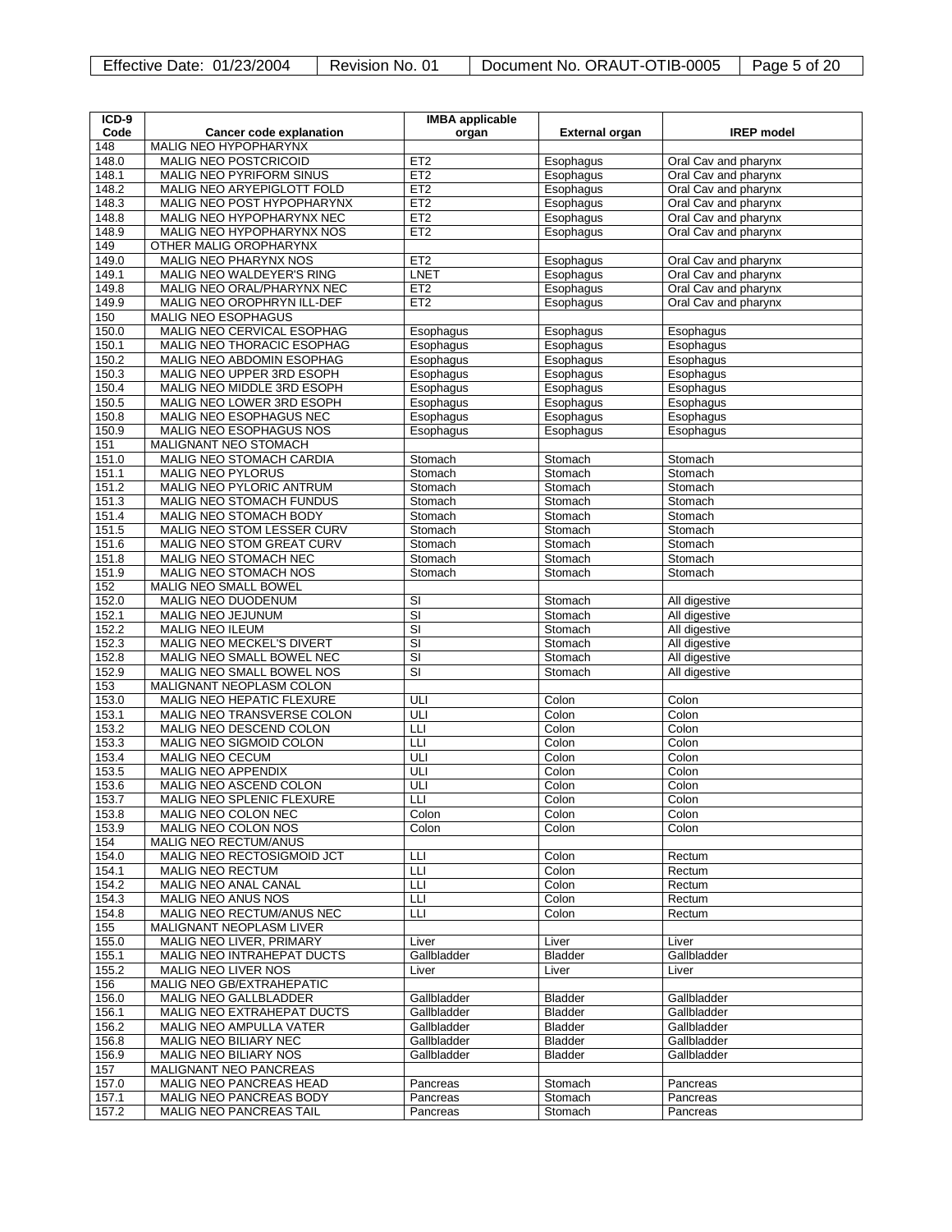| ICD-9 Code | Cancer code explanation | IMBA applicable organ | External organ | IREP model |
|---|---|---|---|---|
| 148 | MALIG NEO HYPOPHARYNX | | | |
| 148.0 | MALIG NEO POSTCRICOID | ET2 | Esophagus | Oral Cav and pharynx |
| 148.1 | MALIG NEO PYRIFORM SINUS | ET2 | Esophagus | Oral Cav and pharynx |
| 148.2 | MALIG NEO ARYEPIGLOTT FOLD | ET2 | Esophagus | Oral Cav and pharynx |
| 148.3 | MALIG NEO POST HYPOPHARYNX | ET2 | Esophagus | Oral Cav and pharynx |
| 148.8 | MALIG NEO HYPOPHARYNX NEC | ET2 | Esophagus | Oral Cav and pharynx |
| 148.9 | MALIG NEO HYPOPHARYNX NOS | ET2 | Esophagus | Oral Cav and pharynx |
| 149 | OTHER MALIG OROPHARYNX | | | |
| 149.0 | MALIG NEO PHARYNX NOS | ET2 | Esophagus | Oral Cav and pharynx |
| 149.1 | MALIG NEO WALDEYER'S RING | LNET | Esophagus | Oral Cav and pharynx |
| 149.8 | MALIG NEO ORAL/PHARYNX NEC | ET2 | Esophagus | Oral Cav and pharynx |
| 149.9 | MALIG NEO OROPHRYN ILL-DEF | ET2 | Esophagus | Oral Cav and pharynx |
| 150 | MALIG NEO ESOPHAGUS | | | |
| 150.0 | MALIG NEO CERVICAL ESOPHAG | Esophagus | Esophagus | Esophagus |
| 150.1 | MALIG NEO THORACIC ESOPHAG | Esophagus | Esophagus | Esophagus |
| 150.2 | MALIG NEO ABDOMIN ESOPHAG | Esophagus | Esophagus | Esophagus |
| 150.3 | MALIG NEO UPPER 3RD ESOPH | Esophagus | Esophagus | Esophagus |
| 150.4 | MALIG NEO MIDDLE 3RD ESOPH | Esophagus | Esophagus | Esophagus |
| 150.5 | MALIG NEO LOWER 3RD ESOPH | Esophagus | Esophagus | Esophagus |
| 150.8 | MALIG NEO ESOPHAGUS NEC | Esophagus | Esophagus | Esophagus |
| 150.9 | MALIG NEO ESOPHAGUS NOS | Esophagus | Esophagus | Esophagus |
| 151 | MALIGNANT NEO STOMACH | | | |
| 151.0 | MALIG NEO STOMACH CARDIA | Stomach | Stomach | Stomach |
| 151.1 | MALIG NEO PYLORUS | Stomach | Stomach | Stomach |
| 151.2 | MALIG NEO PYLORIC ANTRUM | Stomach | Stomach | Stomach |
| 151.3 | MALIG NEO STOMACH FUNDUS | Stomach | Stomach | Stomach |
| 151.4 | MALIG NEO STOMACH BODY | Stomach | Stomach | Stomach |
| 151.5 | MALIG NEO STOM LESSER CURV | Stomach | Stomach | Stomach |
| 151.6 | MALIG NEO STOM GREAT CURV | Stomach | Stomach | Stomach |
| 151.8 | MALIG NEO STOMACH NEC | Stomach | Stomach | Stomach |
| 151.9 | MALIG NEO STOMACH NOS | Stomach | Stomach | Stomach |
| 152 | MALIG NEO SMALL BOWEL | | | |
| 152.0 | MALIG NEO DUODENUM | SI | Stomach | All digestive |
| 152.1 | MALIG NEO JEJUNUM | SI | Stomach | All digestive |
| 152.2 | MALIG NEO ILEUM | SI | Stomach | All digestive |
| 152.3 | MALIG NEO MECKEL'S DIVERT | SI | Stomach | All digestive |
| 152.8 | MALIG NEO SMALL BOWEL NEC | SI | Stomach | All digestive |
| 152.9 | MALIG NEO SMALL BOWEL NOS | SI | Stomach | All digestive |
| 153 | MALIGNANT NEOPLASM COLON | | | |
| 153.0 | MALIG NEO HEPATIC FLEXURE | ULI | Colon | Colon |
| 153.1 | MALIG NEO TRANSVERSE COLON | ULI | Colon | Colon |
| 153.2 | MALIG NEO DESCEND COLON | LLI | Colon | Colon |
| 153.3 | MALIG NEO SIGMOID COLON | LLI | Colon | Colon |
| 153.4 | MALIG NEO CECUM | ULI | Colon | Colon |
| 153.5 | MALIG NEO APPENDIX | ULI | Colon | Colon |
| 153.6 | MALIG NEO ASCEND COLON | ULI | Colon | Colon |
| 153.7 | MALIG NEO SPLENIC FLEXURE | LLI | Colon | Colon |
| 153.8 | MALIG NEO COLON NEC | Colon | Colon | Colon |
| 153.9 | MALIG NEO COLON NOS | Colon | Colon | Colon |
| 154 | MALIG NEO RECTUM/ANUS | | | |
| 154.0 | MALIG NEO RECTOSIGMOID JCT | LLI | Colon | Rectum |
| 154.1 | MALIG NEO RECTUM | LLI | Colon | Rectum |
| 154.2 | MALIG NEO ANAL CANAL | LLI | Colon | Rectum |
| 154.3 | MALIG NEO ANUS NOS | LLI | Colon | Rectum |
| 154.8 | MALIG NEO RECTUM/ANUS NEC | LLI | Colon | Rectum |
| 155 | MALIGNANT NEOPLASM LIVER | | | |
| 155.0 | MALIG NEO LIVER, PRIMARY | Liver | Liver | Liver |
| 155.1 | MALIG NEO INTRAHEPAT DUCTS | Gallbladder | Bladder | Gallbladder |
| 155.2 | MALIG NEO LIVER NOS | Liver | Liver | Liver |
| 156 | MALIG NEO GB/EXTRAHEPATIC | | | |
| 156.0 | MALIG NEO GALLBLADDER | Gallbladder | Bladder | Gallbladder |
| 156.1 | MALIG NEO EXTRAHEPAT DUCTS | Gallbladder | Bladder | Gallbladder |
| 156.2 | MALIG NEO AMPULLA VATER | Gallbladder | Bladder | Gallbladder |
| 156.8 | MALIG NEO BILIARY NEC | Gallbladder | Bladder | Gallbladder |
| 156.9 | MALIG NEO BILIARY NOS | Gallbladder | Bladder | Gallbladder |
| 157 | MALIGNANT NEO PANCREAS | | | |
| 157.0 | MALIG NEO PANCREAS HEAD | Pancreas | Stomach | Pancreas |
| 157.1 | MALIG NEO PANCREAS BODY | Pancreas | Stomach | Pancreas |
| 157.2 | MALIG NEO PANCREAS TAIL | Pancreas | Stomach | Pancreas |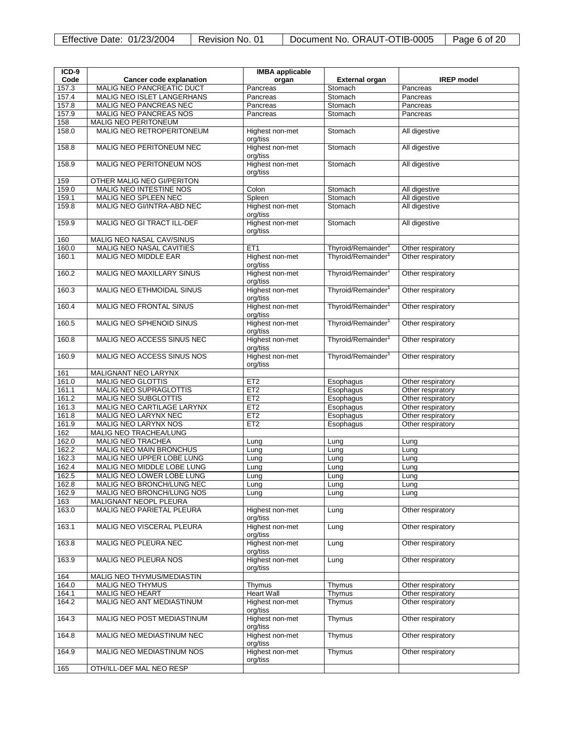| ICD-9 Code | Cancer code explanation | IMBA applicable organ | External organ | IREP model |
|---|---|---|---|---|
| 157.3 | MALIG NEO PANCREATIC DUCT | Pancreas | Stomach | Pancreas |
| 157.4 | MALIG NEO ISLET LANGERHANS | Pancreas | Stomach | Pancreas |
| 157.8 | MALIG NEO PANCREAS NEC | Pancreas | Stomach | Pancreas |
| 157.9 | MALIG NEO PANCREAS NOS | Pancreas | Stomach | Pancreas |
| 158 | MALIG NEO PERITONEUM | | | |
| 158.0 | MALIG NEO RETROPERITONEUM | Highest non-met org/tiss | Stomach | All digestive |
| 158.8 | MALIG NEO PERITONEUM NEC | Highest non-met org/tiss | Stomach | All digestive |
| 158.9 | MALIG NEO PERITONEUM NOS | Highest non-met org/tiss | Stomach | All digestive |
| 159 | OTHER MALIG NEO GI/PERITON | | | |
| 159.0 | MALIG NEO INTESTINE NOS | Colon | Stomach | All digestive |
| 159.1 | MALIG NEO SPLEEN NEC | Spleen | Stomach | All digestive |
| 159.8 | MALIG NEO GI/INTRA-ABD NEC | Highest non-met org/tiss | Stomach | All digestive |
| 159.9 | MALIG NEO GI TRACT ILL-DEF | Highest non-met org/tiss | Stomach | All digestive |
| 160 | MALIG NEO NASAL CAV/SINUS | | | |
| 160.0 | MALIG NEO NASAL CAVITIES | ET1 | Thyroid/Remainder[1] | Other respiratory |
| 160.1 | MALIG NEO MIDDLE EAR | Highest non-met org/tiss | Thyroid/Remainder[1] | Other respiratory |
| 160.2 | MALIG NEO MAXILLARY SINUS | Highest non-met org/tiss | Thyroid/Remainder[1] | Other respiratory |
| 160.3 | MALIG NEO ETHMOIDAL SINUS | Highest non-met org/tiss | Thyroid/Remainder[1] | Other respiratory |
| 160.4 | MALIG NEO FRONTAL SINUS | Highest non-met org/tiss | Thyroid/Remainder[1] | Other respiratory |
| 160.5 | MALIG NEO SPHENOID SINUS | Highest non-met org/tiss | Thyroid/Remainder[1] | Other respiratory |
| 160.8 | MALIG NEO ACCESS SINUS NEC | Highest non-met org/tiss | Thyroid/Remainder[1] | Other respiratory |
| 160.9 | MALIG NEO ACCESS SINUS NOS | Highest non-met org/tiss | Thyroid/Remainder[1] | Other respiratory |
| 161 | MALIGNANT NEO LARYNX | | | |
| 161.0 | MALIG NEO GLOTTIS | ET2 | Esophagus | Other respiratory |
| 161.1 | MALIG NEO SUPRAGLOTTIS | ET2 | Esophagus | Other respiratory |
| 161.2 | MALIG NEO SUBGLOTTIS | ET2 | Esophagus | Other respiratory |
| 161.3 | MALIG NEO CARTILAGE LARYNX | ET2 | Esophagus | Other respiratory |
| 161.8 | MALIG NEO LARYNX NEC | ET2 | Esophagus | Other respiratory |
| 161.9 | MALIG NEO LARYNX NOS | ET2 | Esophagus | Other respiratory |
| 162 | MALIG NEO TRACHEA/LUNG | | | |
| 162.0 | MALIG NEO TRACHEA | Lung | Lung | Lung |
| 162.2 | MALIG NEO MAIN BRONCHUS | Lung | Lung | Lung |
| 162.3 | MALIG NEO UPPER LOBE LUNG | Lung | Lung | Lung |
| 162.4 | MALIG NEO MIDDLE LOBE LUNG | Lung | Lung | Lung |
| 162.5 | MALIG NEO LOWER LOBE LUNG | Lung | Lung | Lung |
| 162.8 | MALIG NEO BRONCH/LUNG NEC | Lung | Lung | Lung |
| 162.9 | MALIG NEO BRONCH/LUNG NOS | Lung | Lung | Lung |
| 163 | MALIGNANT NEOPL PLEURA | | | |
| 163.0 | MALIG NEO PARIETAL PLEURA | Highest non-met org/tiss | Lung | Other respiratory |
| 163.1 | MALIG NEO VISCERAL PLEURA | Highest non-met org/tiss | Lung | Other respiratory |
| 163.8 | MALIG NEO PLEURA NEC | Highest non-met org/tiss | Lung | Other respiratory |
| 163.9 | MALIG NEO PLEURA NOS | Highest non-met org/tiss | Lung | Other respiratory |
| 164 | MALIG NEO THYMUS/MEDIASTIN | | | |
| 164.0 | MALIG NEO THYMUS | Thymus | Thymus | Other respiratory |
| 164.1 | MALIG NEO HEART | Heart Wall | Thymus | Other respiratory |
| 164.2 | MALIG NEO ANT MEDIASTINUM | Highest non-met org/tiss | Thymus | Other respiratory |
| 164.3 | MALIG NEO POST MEDIASTINUM | Highest non-met org/tiss | Thymus | Other respiratory |
| 164.8 | MALIG NEO MEDIASTINUM NEC | Highest non-met org/tiss | Thymus | Other respiratory |
| 164.9 | MALIG NEO MEDIASTINUM NOS | Highest non-met org/tiss | Thymus | Other respiratory |
| 165 | OTH/ILL-DEF MAL NEO RESP | | | |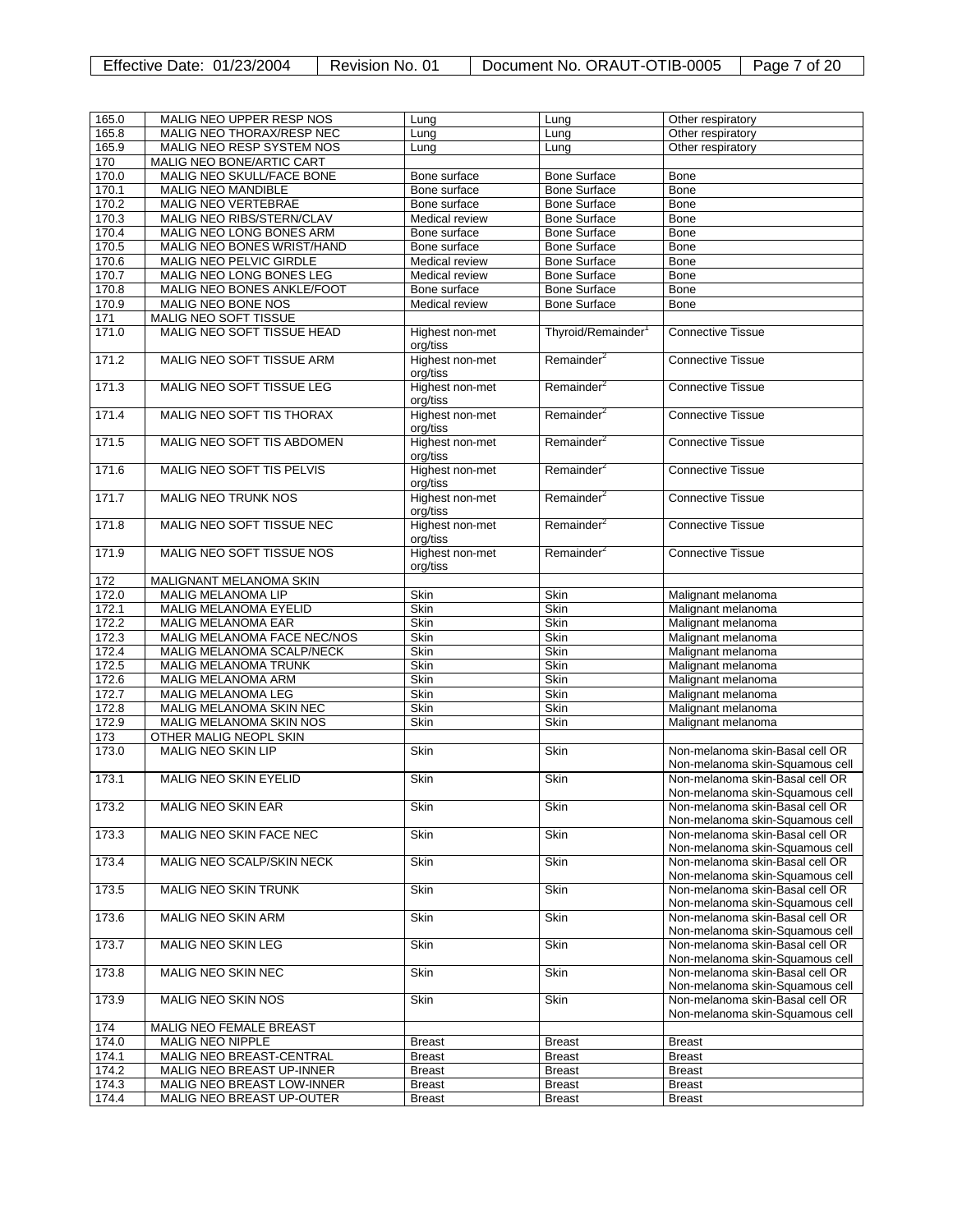| | | | | |
|---|---|---|---|---|
| 165.0 | MALIG NEO UPPER RESP NOS | Lung | Lung | Other respiratory |
| 165.8 | MALIG NEO THORAX/RESP NEC | Lung | Lung | Other respiratory |
| 165.9 | MALIG NEO RESP SYSTEM NOS | Lung | Lung | Other respiratory |
| 170 | MALIG NEO BONE/ARTIC CART | | | |
| 170.0 | MALIG NEO SKULL/FACE BONE | Bone surface | Bone Surface | Bone |
| 170.1 | MALIG NEO MANDIBLE | Bone surface | Bone Surface | Bone |
| 170.2 | MALIG NEO VERTEBRAE | Bone surface | Bone Surface | Bone |
| 170.3 | MALIG NEO RIBS/STERN/CLAV | Medical review | Bone Surface | Bone |
| 170.4 | MALIG NEO LONG BONES ARM | Bone surface | Bone Surface | Bone |
| 170.5 | MALIG NEO BONES WRIST/HAND | Bone surface | Bone Surface | Bone |
| 170.6 | MALIG NEO PELVIC GIRDLE | Medical review | Bone Surface | Bone |
| 170.7 | MALIG NEO LONG BONES LEG | Medical review | Bone Surface | Bone |
| 170.8 | MALIG NEO BONES ANKLE/FOOT | Bone surface | Bone Surface | Bone |
| 170.9 | MALIG NEO BONE NOS | Medical review | Bone Surface | Bone |
| 171 | MALIG NEO SOFT TISSUE | | | |
| 171.0 | MALIG NEO SOFT TISSUE HEAD | Highest non-met org/tiss | Thyroid/Remainder[1] | Connective Tissue |
| 171.2 | MALIG NEO SOFT TISSUE ARM | Highest non-met org/tiss | Remainder[2] | Connective Tissue |
| 171.3 | MALIG NEO SOFT TISSUE LEG | Highest non-met org/tiss | Remainder[2] | Connective Tissue |
| 171.4 | MALIG NEO SOFT TIS THORAX | Highest non-met org/tiss | Remainder[2] | Connective Tissue |
| 171.5 | MALIG NEO SOFT TIS ABDOMEN | Highest non-met org/tiss | Remainder[2] | Connective Tissue |
| 171.6 | MALIG NEO SOFT TIS PELVIS | Highest non-met org/tiss | Remainder[2] | Connective Tissue |
| 171.7 | MALIG NEO TRUNK NOS | Highest non-met org/tiss | Remainder[2] | Connective Tissue |
| 171.8 | MALIG NEO SOFT TISSUE NEC | Highest non-met org/tiss | Remainder[2] | Connective Tissue |
| 171.9 | MALIG NEO SOFT TISSUE NOS | Highest non-met org/tiss | Remainder[2] | Connective Tissue |
| 172 | MALIGNANT MELANOMA SKIN | | | |
| 172.0 | MALIG MELANOMA LIP | Skin | Skin | Malignant melanoma |
| 172.1 | MALIG MELANOMA EYELID | Skin | Skin | Malignant melanoma |
| 172.2 | MALIG MELANOMA EAR | Skin | Skin | Malignant melanoma |
| 172.3 | MALIG MELANOMA FACE NEC/NOS | Skin | Skin | Malignant melanoma |
| 172.4 | MALIG MELANOMA SCALP/NECK | Skin | Skin | Malignant melanoma |
| 172.5 | MALIG MELANOMA TRUNK | Skin | Skin | Malignant melanoma |
| 172.6 | MALIG MELANOMA ARM | Skin | Skin | Malignant melanoma |
| 172.7 | MALIG MELANOMA LEG | Skin | Skin | Malignant melanoma |
| 172.8 | MALIG MELANOMA SKIN NEC | Skin | Skin | Malignant melanoma |
| 172.9 | MALIG MELANOMA SKIN NOS | Skin | Skin | Malignant melanoma |
| 173 | OTHER MALIG NEOPL SKIN | | | |
| 173.0 | MALIG NEO SKIN LIP | Skin | Skin | Non-melanoma skin-Basal cell OR Non-melanoma skin-Squamous cell |
| 173.1 | MALIG NEO SKIN EYELID | Skin | Skin | Non-melanoma skin-Basal cell OR Non-melanoma skin-Squamous cell |
| 173.2 | MALIG NEO SKIN EAR | Skin | Skin | Non-melanoma skin-Basal cell OR Non-melanoma skin-Squamous cell |
| 173.3 | MALIG NEO SKIN FACE NEC | Skin | Skin | Non-melanoma skin-Basal cell OR Non-melanoma skin-Squamous cell |
| 173.4 | MALIG NEO SCALP/SKIN NECK | Skin | Skin | Non-melanoma skin-Basal cell OR Non-melanoma skin-Squamous cell |
| 173.5 | MALIG NEO SKIN TRUNK | Skin | Skin | Non-melanoma skin-Basal cell OR Non-melanoma skin-Squamous cell |
| 173.6 | MALIG NEO SKIN ARM | Skin | Skin | Non-melanoma skin-Basal cell OR Non-melanoma skin-Squamous cell |
| 173.7 | MALIG NEO SKIN LEG | Skin | Skin | Non-melanoma skin-Basal cell OR Non-melanoma skin-Squamous cell |
| 173.8 | MALIG NEO SKIN NEC | Skin | Skin | Non-melanoma skin-Basal cell OR Non-melanoma skin-Squamous cell |
| 173.9 | MALIG NEO SKIN NOS | Skin | Skin | Non-melanoma skin-Basal cell OR Non-melanoma skin-Squamous cell |
| 174 | MALIG NEO FEMALE BREAST | | | |
| 174.0 | MALIG NEO NIPPLE | Breast | Breast | Breast |
| 174.1 | MALIG NEO BREAST-CENTRAL | Breast | Breast | Breast |
| 174.2 | MALIG NEO BREAST UP-INNER | Breast | Breast | Breast |
| 174.3 | MALIG NEO BREAST LOW-INNER | Breast | Breast | Breast |
| 174.4 | MALIG NEO BREAST UP-OUTER | Breast | Breast | Breast |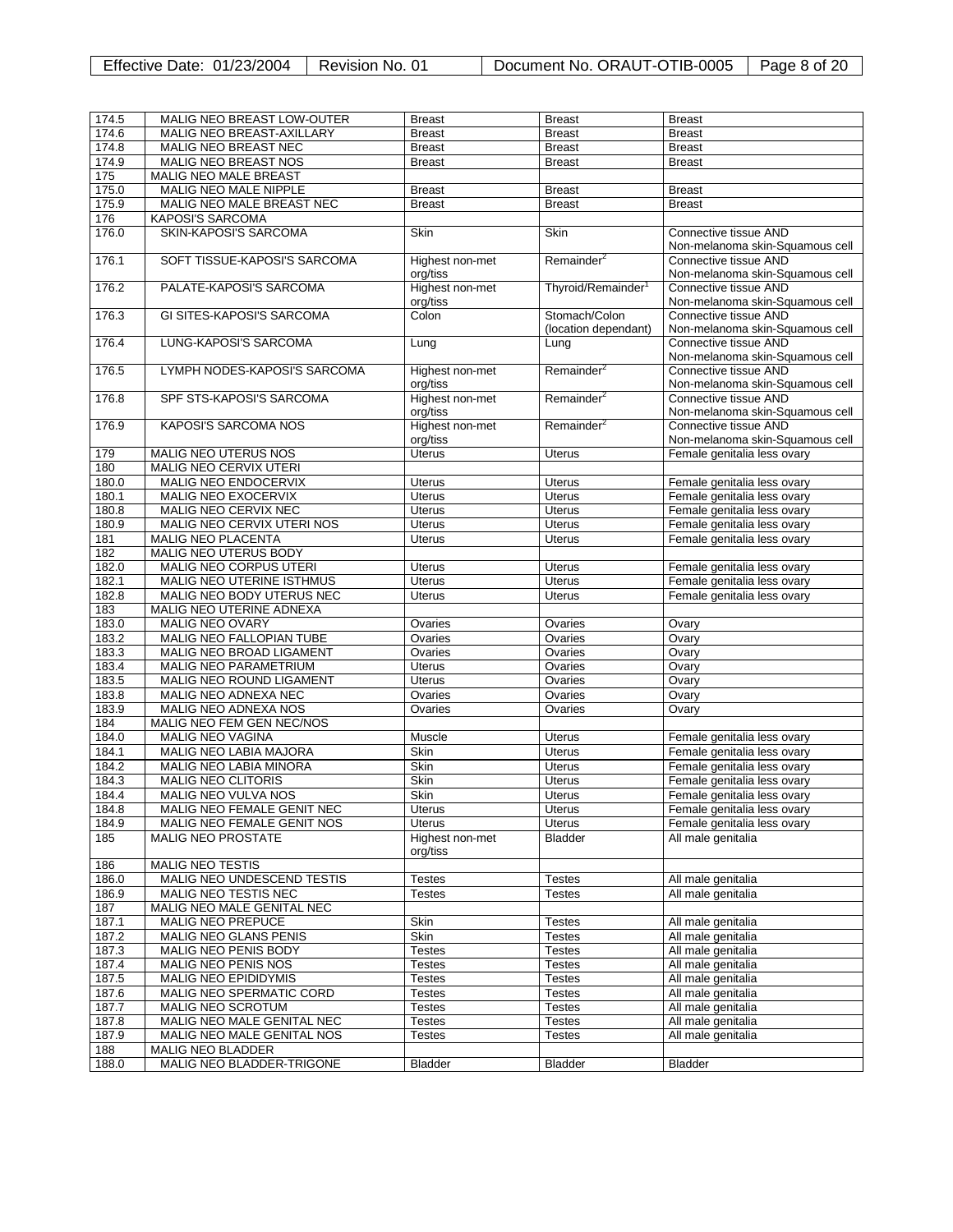| | | | | |
|---|---|---|---|---|
| 174.5 | MALIG NEO BREAST LOW-OUTER | Breast | Breast | Breast |
| 174.6 | MALIG NEO BREAST-AXILLARY | Breast | Breast | Breast |
| 174.8 | MALIG NEO BREAST NEC | Breast | Breast | Breast |
| 174.9 | MALIG NEO BREAST NOS | Breast | Breast | Breast |
| 175 | MALIG NEO MALE BREAST | | | |
| 175.0 | MALIG NEO MALE NIPPLE | Breast | Breast | Breast |
| 175.9 | MALIG NEO MALE BREAST NEC | Breast | Breast | Breast |
| 176 | KAPOSI'S SARCOMA | | | |
| 176.0 | SKIN-KAPOSI'S SARCOMA | Skin | Skin | Connective tissue AND Non-melanoma skin-Squamous cell |
| 176.1 | SOFT TISSUE-KAPOSI'S SARCOMA | Highest non-met org/tiss | Remainder[2] | Connective tissue AND Non-melanoma skin-Squamous cell |
| 176.2 | PALATE-KAPOSI'S SARCOMA | Highest non-met org/tiss | Thyroid/Remainder[1] | Connective tissue AND Non-melanoma skin-Squamous cell |
| 176.3 | GI SITES-KAPOSI'S SARCOMA | Colon | Stomach/Colon (location dependant) | Connective tissue AND Non-melanoma skin-Squamous cell |
| 176.4 | LUNG-KAPOSI'S SARCOMA | Lung | Lung | Connective tissue AND Non-melanoma skin-Squamous cell |
| 176.5 | LYMPH NODES-KAPOSI'S SARCOMA | Highest non-met org/tiss | Remainder[2] | Connective tissue AND Non-melanoma skin-Squamous cell |
| 176.8 | SPF STS-KAPOSI'S SARCOMA | Highest non-met org/tiss | Remainder[2] | Connective tissue AND Non-melanoma skin-Squamous cell |
| 176.9 | KAPOSI'S SARCOMA NOS | Highest non-met org/tiss | Remainder[2] | Connective tissue AND Non-melanoma skin-Squamous cell |
| 179 | MALIG NEO UTERUS NOS | Uterus | Uterus | Female genitalia less ovary |
| 180 | MALIG NEO CERVIX UTERI | | | |
| 180.0 | MALIG NEO ENDOCERVIX | Uterus | Uterus | Female genitalia less ovary |
| 180.1 | MALIG NEO EXOCERVIX | Uterus | Uterus | Female genitalia less ovary |
| 180.8 | MALIG NEO CERVIX NEC | Uterus | Uterus | Female genitalia less ovary |
| 180.9 | MALIG NEO CERVIX UTERI NOS | Uterus | Uterus | Female genitalia less ovary |
| 181 | MALIG NEO PLACENTA | Uterus | Uterus | Female genitalia less ovary |
| 182 | MALIG NEO UTERUS BODY | | | |
| 182.0 | MALIG NEO CORPUS UTERI | Uterus | Uterus | Female genitalia less ovary |
| 182.1 | MALIG NEO UTERINE ISTHMUS | Uterus | Uterus | Female genitalia less ovary |
| 182.8 | MALIG NEO BODY UTERUS NEC | Uterus | Uterus | Female genitalia less ovary |
| 183 | MALIG NEO UTERINE ADNEXA | | | |
| 183.0 | MALIG NEO OVARY | Ovaries | Ovaries | Ovary |
| 183.2 | MALIG NEO FALLOPIAN TUBE | Ovaries | Ovaries | Ovary |
| 183.3 | MALIG NEO BROAD LIGAMENT | Ovaries | Ovaries | Ovary |
| 183.4 | MALIG NEO PARAMETRIUM | Uterus | Ovaries | Ovary |
| 183.5 | MALIG NEO ROUND LIGAMENT | Uterus | Ovaries | Ovary |
| 183.8 | MALIG NEO ADNEXA NEC | Ovaries | Ovaries | Ovary |
| 183.9 | MALIG NEO ADNEXA NOS | Ovaries | Ovaries | Ovary |
| 184 | MALIG NEO FEM GEN NEC/NOS | | | |
| 184.0 | MALIG NEO VAGINA | Muscle | Uterus | Female genitalia less ovary |
| 184.1 | MALIG NEO LABIA MAJORA | Skin | Uterus | Female genitalia less ovary |
| 184.2 | MALIG NEO LABIA MINORA | Skin | Uterus | Female genitalia less ovary |
| 184.3 | MALIG NEO CLITORIS | Skin | Uterus | Female genitalia less ovary |
| 184.4 | MALIG NEO VULVA NOS | Skin | Uterus | Female genitalia less ovary |
| 184.8 | MALIG NEO FEMALE GENIT NEC | Uterus | Uterus | Female genitalia less ovary |
| 184.9 | MALIG NEO FEMALE GENIT NOS | Uterus | Uterus | Female genitalia less ovary |
| 185 | MALIG NEO PROSTATE | Highest non-met org/tiss | Bladder | All male genitalia |
| 186 | MALIG NEO TESTIS | | | |
| 186.0 | MALIG NEO UNDESCEND TESTIS | Testes | Testes | All male genitalia |
| 186.9 | MALIG NEO TESTIS NEC | Testes | Testes | All male genitalia |
| 187 | MALIG NEO MALE GENITAL NEC | | | |
| 187.1 | MALIG NEO PREPUCE | Skin | Testes | All male genitalia |
| 187.2 | MALIG NEO GLANS PENIS | Skin | Testes | All male genitalia |
| 187.3 | MALIG NEO PENIS BODY | Testes | Testes | All male genitalia |
| 187.4 | MALIG NEO PENIS NOS | Testes | Testes | All male genitalia |
| 187.5 | MALIG NEO EPIDIDYMIS | Testes | Testes | All male genitalia |
| 187.6 | MALIG NEO SPERMATIC CORD | Testes | Testes | All male genitalia |
| 187.7 | MALIG NEO SCROTUM | Testes | Testes | All male genitalia |
| 187.8 | MALIG NEO MALE GENITAL NEC | Testes | Testes | All male genitalia |
| 187.9 | MALIG NEO MALE GENITAL NOS | Testes | Testes | All male genitalia |
| 188 | MALIG NEO BLADDER | | | |
| 188.0 | MALIG NEO BLADDER-TRIGONE | Bladder | Bladder | Bladder |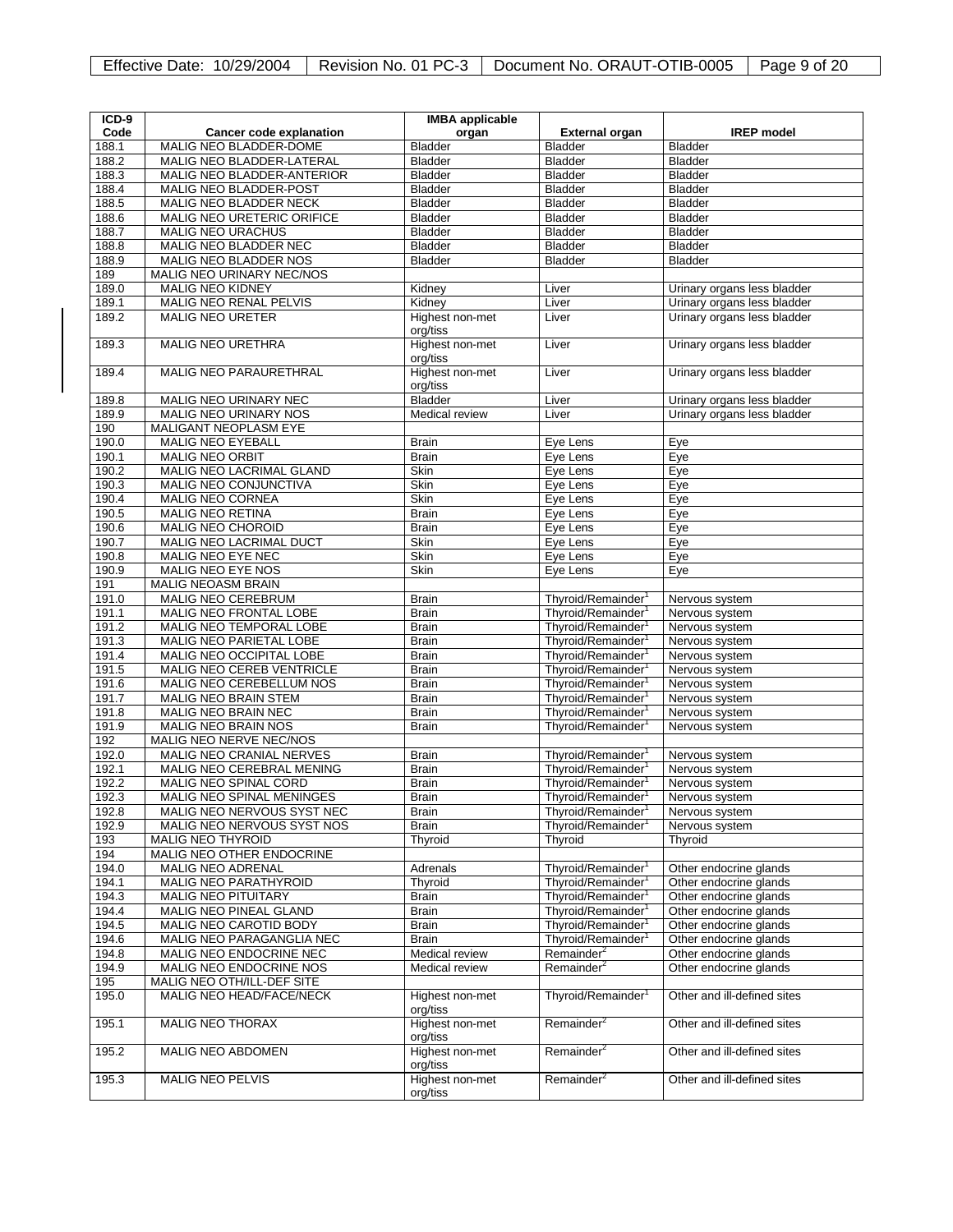| ICD-9 Code | Cancer code explanation | IMBA applicable organ | External organ | IREP model |
|---|---|---|---|---|
| 188.1 | MALIG NEO BLADDER-DOME | Bladder | Bladder | Bladder |
| 188.2 | MALIG NEO BLADDER-LATERAL | Bladder | Bladder | Bladder |
| 188.3 | MALIG NEO BLADDER-ANTERIOR | Bladder | Bladder | Bladder |
| 188.4 | MALIG NEO BLADDER-POST | Bladder | Bladder | Bladder |
| 188.5 | MALIG NEO BLADDER NECK | Bladder | Bladder | Bladder |
| 188.6 | MALIG NEO URETERIC ORIFICE | Bladder | Bladder | Bladder |
| 188.7 | MALIG NEO URACHUS | Bladder | Bladder | Bladder |
| 188.8 | MALIG NEO BLADDER NEC | Bladder | Bladder | Bladder |
| 188.9 | MALIG NEO BLADDER NOS | Bladder | Bladder | Bladder |
| 189 | MALIG NEO URINARY NEC/NOS | | | |
| 189.0 | MALIG NEO KIDNEY | Kidney | Liver | Urinary organs less bladder |
| 189.1 | MALIG NEO RENAL PELVIS | Kidney | Liver | Urinary organs less bladder |
| 189.2 | MALIG NEO URETER | Highest non-met org/tiss | Liver | Urinary organs less bladder |
| 189.3 | MALIG NEO URETHRA | Highest non-met org/tiss | Liver | Urinary organs less bladder |
| 189.4 | MALIG NEO PARAURETHRAL | Highest non-met org/tiss | Liver | Urinary organs less bladder |
| 189.8 | MALIG NEO URINARY NEC | Bladder | Liver | Urinary organs less bladder |
| 189.9 | MALIG NEO URINARY NOS | Medical review | Liver | Urinary organs less bladder |
| 190 | MALIGANT NEOPLASM EYE | | | |
| 190.0 | MALIG NEO EYEBALL | Brain | Eye Lens | Eye |
| 190.1 | MALIG NEO ORBIT | Brain | Eye Lens | Eye |
| 190.2 | MALIG NEO LACRIMAL GLAND | Skin | Eye Lens | Eye |
| 190.3 | MALIG NEO CONJUNCTIVA | Skin | Eye Lens | Eye |
| 190.4 | MALIG NEO CORNEA | Skin | Eye Lens | Eye |
| 190.5 | MALIG NEO RETINA | Brain | Eye Lens | Eye |
| 190.6 | MALIG NEO CHOROID | Brain | Eye Lens | Eye |
| 190.7 | MALIG NEO LACRIMAL DUCT | Skin | Eye Lens | Eye |
| 190.8 | MALIG NEO EYE NEC | Skin | Eye Lens | Eye |
| 190.9 | MALIG NEO EYE NOS | Skin | Eye Lens | Eye |
| 191 | MALIG NEOASM BRAIN | | | |
| 191.0 | MALIG NEO CEREBRUM | Brain | Thyroid/Remainder[1] | Nervous system |
| 191.1 | MALIG NEO FRONTAL LOBE | Brain | Thyroid/Remainder[1] | Nervous system |
| 191.2 | MALIG NEO TEMPORAL LOBE | Brain | Thyroid/Remainder[1] | Nervous system |
| 191.3 | MALIG NEO PARIETAL LOBE | Brain | Thyroid/Remainder[1] | Nervous system |
| 191.4 | MALIG NEO OCCIPITAL LOBE | Brain | Thyroid/Remainder[1] | Nervous system |
| 191.5 | MALIG NEO CEREB VENTRICLE | Brain | Thyroid/Remainder[1] | Nervous system |
| 191.6 | MALIG NEO CEREBELLUM NOS | Brain | Thyroid/Remainder[1] | Nervous system |
| 191.7 | MALIG NEO BRAIN STEM | Brain | Thyroid/Remainder[1] | Nervous system |
| 191.8 | MALIG NEO BRAIN NEC | Brain | Thyroid/Remainder[1] | Nervous system |
| 191.9 | MALIG NEO BRAIN NOS | Brain | Thyroid/Remainder[1] | Nervous system |
| 192 | MALIG NEO NERVE NEC/NOS | | | |
| 192.0 | MALIG NEO CRANIAL NERVES | Brain | Thyroid/Remainder[1] | Nervous system |
| 192.1 | MALIG NEO CEREBRAL MENING | Brain | Thyroid/Remainder[1] | Nervous system |
| 192.2 | MALIG NEO SPINAL CORD | Brain | Thyroid/Remainder[1] | Nervous system |
| 192.3 | MALIG NEO SPINAL MENINGES | Brain | Thyroid/Remainder[1] | Nervous system |
| 192.8 | MALIG NEO NERVOUS SYST NEC | Brain | Thyroid/Remainder[1] | Nervous system |
| 192.9 | MALIG NEO NERVOUS SYST NOS | Brain | Thyroid/Remainder[1] | Nervous system |
| 193 | MALIG NEO THYROID | Thyroid | Thyroid | Thyroid |
| 194 | MALIG NEO OTHER ENDOCRINE | | | |
| 194.0 | MALIG NEO ADRENAL | Adrenals | Thyroid/Remainder[1] | Other endocrine glands |
| 194.1 | MALIG NEO PARATHYROID | Thyroid | Thyroid/Remainder[1] | Other endocrine glands |
| 194.3 | MALIG NEO PITUITARY | Brain | Thyroid/Remainder[1] | Other endocrine glands |
| 194.4 | MALIG NEO PINEAL GLAND | Brain | Thyroid/Remainder[1] | Other endocrine glands |
| 194.5 | MALIG NEO CAROTID BODY | Brain | Thyroid/Remainder[1] | Other endocrine glands |
| 194.6 | MALIG NEO PARAGANGLIA NEC | Brain | Thyroid/Remainder[1] | Other endocrine glands |
| 194.8 | MALIG NEO ENDOCRINE NEC | Medical review | Remainder[2] | Other endocrine glands |
| 194.9 | MALIG NEO ENDOCRINE NOS | Medical review | Remainder[2] | Other endocrine glands |
| 195 | MALIG NEO OTH/ILL-DEF SITE | | | |
| 195.0 | MALIG NEO HEAD/FACE/NECK | Highest non-met org/tiss | Thyroid/Remainder[1] | Other and ill-defined sites |
| 195.1 | MALIG NEO THORAX | Highest non-met org/tiss | Remainder[2] | Other and ill-defined sites |
| 195.2 | MALIG NEO ABDOMEN | Highest non-met org/tiss | Remainder[2] | Other and ill-defined sites |
| 195.3 | MALIG NEO PELVIS | Highest non-met org/tiss | Remainder[2] | Other and ill-defined sites |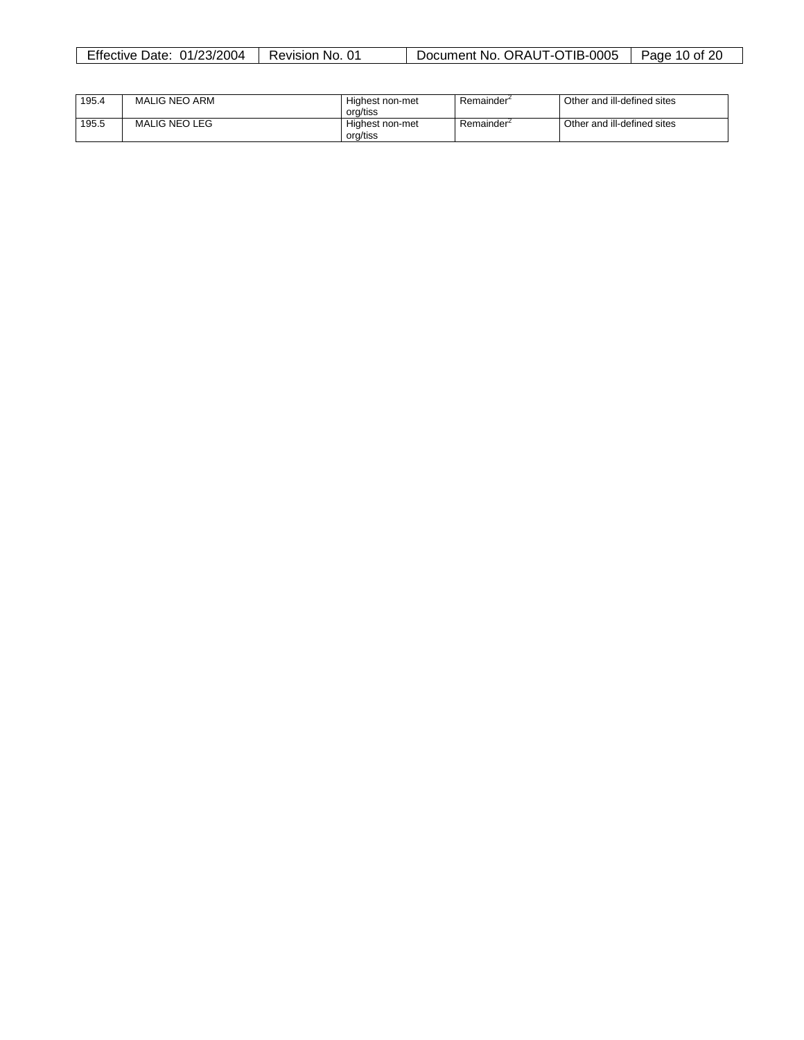| 195.4 | MALIG NEO ARM | Highest non-met org/tiss | Remainder[2] | Other and ill-defined sites |
|---|---|---|---|---|
| 195.5 | MALIG NEO LEG | Highest non-met org/tiss | Remainder[2] | Other and ill-defined sites |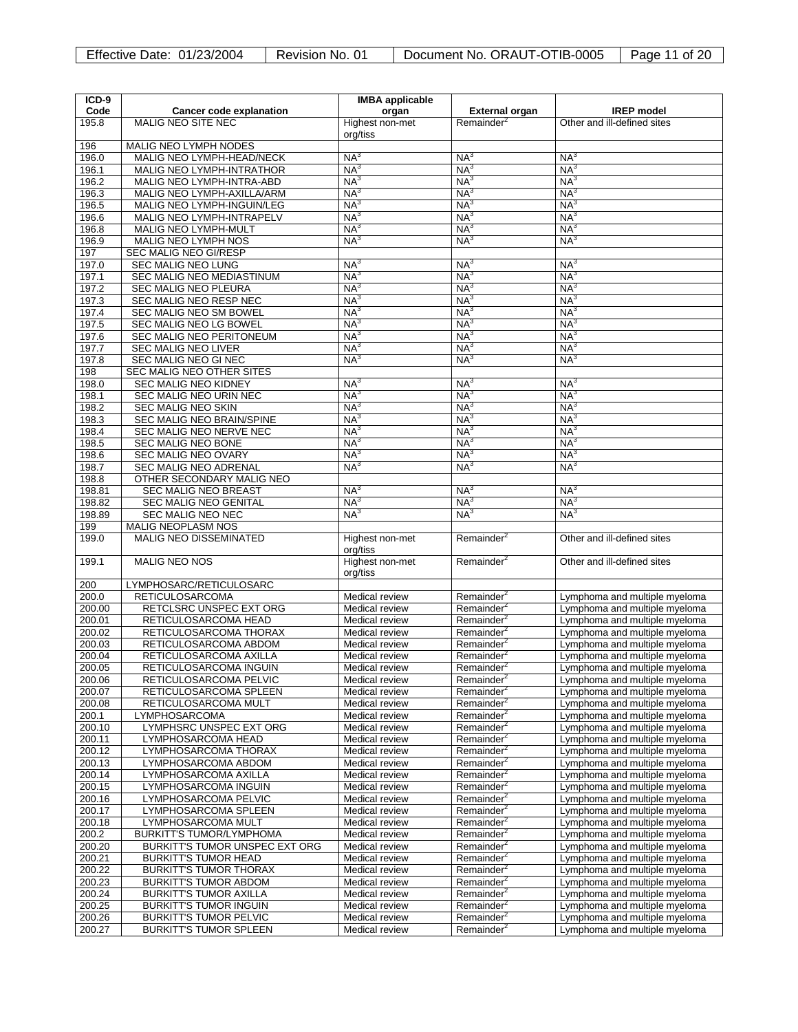| ICD-9 Code | Cancer code explanation | IMBA applicable organ | External organ | IREP model |
|---|---|---|---|---|
| 195.8 | MALIG NEO SITE NEC | Highest non-met org/tiss | Remainder[2] | Other and ill-defined sites |
| 196 | MALIG NEO LYMPH NODES | | | |
| 196.0 | MALIG NEO LYMPH-HEAD/NECK | NA[3] | NA[3] | NA[3] |
| 196.1 | MALIG NEO LYMPH-INTRATHOR | NA[3] | NA[3] | NA[3] |
| 196.2 | MALIG NEO LYMPH-INTRA-ABD | NA[3] | NA[3] | NA[3] |
| 196.3 | MALIG NEO LYMPH-AXILLA/ARM | NA[3] | NA[3] | NA[3] |
| 196.5 | MALIG NEO LYMPH-INGUIN/LEG | NA[3] | NA[3] | NA[3] |
| 196.6 | MALIG NEO LYMPH-INTRAPELV | NA[3] | NA[3] | NA[3] |
| 196.8 | MALIG NEO LYMPH-MULT | NA[3] | NA[3] | NA[3] |
| 196.9 | MALIG NEO LYMPH NOS | NA[3] | NA[3] | NA[3] |
| 197 | SEC MALIG NEO GI/RESP | | | |
| 197.0 | SEC MALIG NEO LUNG | NA[3] | NA[3] | NA[3] |
| 197.1 | SEC MALIG NEO MEDIASTINUM | NA[3] | NA[3] | NA[3] |
| 197.2 | SEC MALIG NEO PLEURA | NA[3] | NA[3] | NA[3] |
| 197.3 | SEC MALIG NEO RESP NEC | NA[3] | NA[3] | NA[3] |
| 197.4 | SEC MALIG NEO SM BOWEL | NA[3] | NA[3] | NA[3] |
| 197.5 | SEC MALIG NEO LG BOWEL | NA[3] | NA[3] | NA[3] |
| 197.6 | SEC MALIG NEO PERITONEUM | NA[3] | NA[3] | NA[3] |
| 197.7 | SEC MALIG NEO LIVER | NA[3] | NA[3] | NA[3] |
| 197.8 | SEC MALIG NEO GI NEC | NA[3] | NA[3] | NA[3] |
| 198 | SEC MALIG NEO OTHER SITES | | | |
| 198.0 | SEC MALIG NEO KIDNEY | NA[3] | NA[3] | NA[3] |
| 198.1 | SEC MALIG NEO URIN NEC | NA[3] | NA[3] | NA[3] |
| 198.2 | SEC MALIG NEO SKIN | NA[3] | NA[3] | NA[3] |
| 198.3 | SEC MALIG NEO BRAIN/SPINE | NA[3] | NA[3] | NA[3] |
| 198.4 | SEC MALIG NEO NERVE NEC | NA[3] | NA[3] | NA[3] |
| 198.5 | SEC MALIG NEO BONE | NA[3] | NA[3] | NA[3] |
| 198.6 | SEC MALIG NEO OVARY | NA[3] | NA[3] | NA[3] |
| 198.7 | SEC MALIG NEO ADRENAL | NA[3] | NA[3] | NA[3] |
| 198.8 | OTHER SECONDARY MALIG NEO | | | |
| 198.81 | SEC MALIG NEO BREAST | NA[3] | NA[3] | NA[3] |
| 198.82 | SEC MALIG NEO GENITAL | NA[3] | NA[3] | NA[3] |
| 198.89 | SEC MALIG NEO NEC | NA[3] | NA[3] | NA[3] |
| 199 | MALIG NEOPLASM NOS | | | |
| 199.0 | MALIG NEO DISSEMINATED | Highest non-met org/tiss | Remainder[2] | Other and ill-defined sites |
| 199.1 | MALIG NEO NOS | Highest non-met org/tiss | Remainder[2] | Other and ill-defined sites |
| 200 | LYMPHOSARC/RETICULOSARC | | | |
| 200.0 | RETICULOSARCOMA | Medical review | Remainder[2] | Lymphoma and multiple myeloma |
| 200.00 | RETCLSRC UNSPEC EXT ORG | Medical review | Remainder[2] | Lymphoma and multiple myeloma |
| 200.01 | RETICULOSARCOMA HEAD | Medical review | Remainder[2] | Lymphoma and multiple myeloma |
| 200.02 | RETICULOSARCOMA THORAX | Medical review | Remainder[2] | Lymphoma and multiple myeloma |
| 200.03 | RETICULOSARCOMA ABDOM | Medical review | Remainder[2] | Lymphoma and multiple myeloma |
| 200.04 | RETICULOSARCOMA AXILLA | Medical review | Remainder[2] | Lymphoma and multiple myeloma |
| 200.05 | RETICULOSARCOMA INGUIN | Medical review | Remainder[2] | Lymphoma and multiple myeloma |
| 200.06 | RETICULOSARCOMA PELVIC | Medical review | Remainder[2] | Lymphoma and multiple myeloma |
| 200.07 | RETICULOSARCOMA SPLEEN | Medical review | Remainder[2] | Lymphoma and multiple myeloma |
| 200.08 | RETICULOSARCOMA MULT | Medical review | Remainder[2] | Lymphoma and multiple myeloma |
| 200.1 | LYMPHOSARCOMA | Medical review | Remainder[2] | Lymphoma and multiple myeloma |
| 200.10 | LYMPHSRC UNSPEC EXT ORG | Medical review | Remainder[2] | Lymphoma and multiple myeloma |
| 200.11 | LYMPHOSARCOMA HEAD | Medical review | Remainder[2] | Lymphoma and multiple myeloma |
| 200.12 | LYMPHOSARCOMA THORAX | Medical review | Remainder[2] | Lymphoma and multiple myeloma |
| 200.13 | LYMPHOSARCOMA ABDOM | Medical review | Remainder[2] | Lymphoma and multiple myeloma |
| 200.14 | LYMPHOSARCOMA AXILLA | Medical review | Remainder[2] | Lymphoma and multiple myeloma |
| 200.15 | LYMPHOSARCOMA INGUIN | Medical review | Remainder[2] | Lymphoma and multiple myeloma |
| 200.16 | LYMPHOSARCOMA PELVIC | Medical review | Remainder[2] | Lymphoma and multiple myeloma |
| 200.17 | LYMPHOSARCOMA SPLEEN | Medical review | Remainder[2] | Lymphoma and multiple myeloma |
| 200.18 | LYMPHOSARCOMA MULT | Medical review | Remainder[2] | Lymphoma and multiple myeloma |
| 200.2 | BURKITT'S TUMOR/LYMPHOMA | Medical review | Remainder[2] | Lymphoma and multiple myeloma |
| 200.20 | BURKITT'S TUMOR UNSPEC EXT ORG | Medical review | Remainder[2] | Lymphoma and multiple myeloma |
| 200.21 | BURKITT'S TUMOR HEAD | Medical review | Remainder[2] | Lymphoma and multiple myeloma |
| 200.22 | BURKITT'S TUMOR THORAX | Medical review | Remainder[2] | Lymphoma and multiple myeloma |
| 200.23 | BURKITT'S TUMOR ABDOM | Medical review | Remainder[2] | Lymphoma and multiple myeloma |
| 200.24 | BURKITT'S TUMOR AXILLA | Medical review | Remainder[2] | Lymphoma and multiple myeloma |
| 200.25 | BURKITT'S TUMOR INGUIN | Medical review | Remainder[2] | Lymphoma and multiple myeloma |
| 200.26 | BURKITT'S TUMOR PELVIC | Medical review | Remainder[2] | Lymphoma and multiple myeloma |
| 200.27 | BURKITT'S TUMOR SPLEEN | Medical review | Remainder[2] | Lymphoma and multiple myeloma |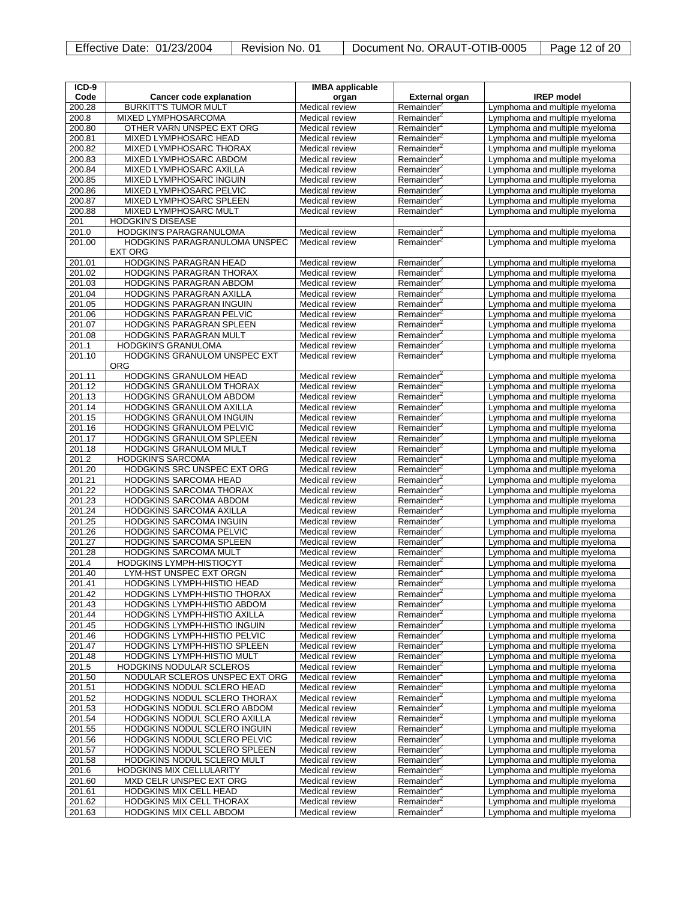| ICD-9 Code | Cancer code explanation | IMBA applicable organ | External organ | IREP model |
|---|---|---|---|---|
| 200.28 | BURKITT'S TUMOR MULT | Medical review | Remainder[2] | Lymphoma and multiple myeloma |
| 200.8 | MIXED LYMPHOSARCOMA | Medical review | Remainder[2] | Lymphoma and multiple myeloma |
| 200.80 | OTHER VARN UNSPEC EXT ORG | Medical review | Remainder[2] | Lymphoma and multiple myeloma |
| 200.81 | MIXED LYMPHOSARC HEAD | Medical review | Remainder[2] | Lymphoma and multiple myeloma |
| 200.82 | MIXED LYMPHOSARC THORAX | Medical review | Remainder[2] | Lymphoma and multiple myeloma |
| 200.83 | MIXED LYMPHOSARC ABDOM | Medical review | Remainder[2] | Lymphoma and multiple myeloma |
| 200.84 | MIXED LYMPHOSARC AXILLA | Medical review | Remainder[2] | Lymphoma and multiple myeloma |
| 200.85 | MIXED LYMPHOSARC INGUIN | Medical review | Remainder[2] | Lymphoma and multiple myeloma |
| 200.86 | MIXED LYMPHOSARC PELVIC | Medical review | Remainder[2] | Lymphoma and multiple myeloma |
| 200.87 | MIXED LYMPHOSARC SPLEEN | Medical review | Remainder[2] | Lymphoma and multiple myeloma |
| 200.88 | MIXED LYMPHOSARC MULT | Medical review | Remainder[2] | Lymphoma and multiple myeloma |
| 201 | HODGKIN'S DISEASE | | | |
| 201.0 | HODGKIN'S PARAGRANULOMA | Medical review | Remainder[2] | Lymphoma and multiple myeloma |
| 201.00 | HODGKINS PARAGRANULOMA UNSPEC EXT ORG | Medical review | Remainder[2] | Lymphoma and multiple myeloma |
| 201.01 | HODGKINS PARAGRAN HEAD | Medical review | Remainder[2] | Lymphoma and multiple myeloma |
| 201.02 | HODGKINS PARAGRAN THORAX | Medical review | Remainder[2] | Lymphoma and multiple myeloma |
| 201.03 | HODGKINS PARAGRAN ABDOM | Medical review | Remainder[2] | Lymphoma and multiple myeloma |
| 201.04 | HODGKINS PARAGRAN AXILLA | Medical review | Remainder[2] | Lymphoma and multiple myeloma |
| 201.05 | HODGKINS PARAGRAN INGUIN | Medical review | Remainder[2] | Lymphoma and multiple myeloma |
| 201.06 | HODGKINS PARAGRAN PELVIC | Medical review | Remainder[2] | Lymphoma and multiple myeloma |
| 201.07 | HODGKINS PARAGRAN SPLEEN | Medical review | Remainder[2] | Lymphoma and multiple myeloma |
| 201.08 | HODGKINS PARAGRAN MULT | Medical review | Remainder[2] | Lymphoma and multiple myeloma |
| 201.1 | HODGKIN'S GRANULOMA | Medical review | Remainder[2] | Lymphoma and multiple myeloma |
| 201.10 | HODGKINS GRANULOM UNSPEC EXT ORG | Medical review | Remainder[2] | Lymphoma and multiple myeloma |
| 201.11 | HODGKINS GRANULOM HEAD | Medical review | Remainder[2] | Lymphoma and multiple myeloma |
| 201.12 | HODGKINS GRANULOM THORAX | Medical review | Remainder[2] | Lymphoma and multiple myeloma |
| 201.13 | HODGKINS GRANULOM ABDOM | Medical review | Remainder[2] | Lymphoma and multiple myeloma |
| 201.14 | HODGKINS GRANULOM AXILLA | Medical review | Remainder[2] | Lymphoma and multiple myeloma |
| 201.15 | HODGKINS GRANULOM INGUIN | Medical review | Remainder[2] | Lymphoma and multiple myeloma |
| 201.16 | HODGKINS GRANULOM PELVIC | Medical review | Remainder[2] | Lymphoma and multiple myeloma |
| 201.17 | HODGKINS GRANULOM SPLEEN | Medical review | Remainder[2] | Lymphoma and multiple myeloma |
| 201.18 | HODGKINS GRANULOM MULT | Medical review | Remainder[2] | Lymphoma and multiple myeloma |
| 201.2 | HODGKIN'S SARCOMA | Medical review | Remainder[2] | Lymphoma and multiple myeloma |
| 201.20 | HODGKINS SRC UNSPEC EXT ORG | Medical review | Remainder[2] | Lymphoma and multiple myeloma |
| 201.21 | HODGKINS SARCOMA HEAD | Medical review | Remainder[2] | Lymphoma and multiple myeloma |
| 201.22 | HODGKINS SARCOMA THORAX | Medical review | Remainder[2] | Lymphoma and multiple myeloma |
| 201.23 | HODGKINS SARCOMA ABDOM | Medical review | Remainder[2] | Lymphoma and multiple myeloma |
| 201.24 | HODGKINS SARCOMA AXILLA | Medical review | Remainder[2] | Lymphoma and multiple myeloma |
| 201.25 | HODGKINS SARCOMA INGUIN | Medical review | Remainder[2] | Lymphoma and multiple myeloma |
| 201.26 | HODGKINS SARCOMA PELVIC | Medical review | Remainder[2] | Lymphoma and multiple myeloma |
| 201.27 | HODGKINS SARCOMA SPLEEN | Medical review | Remainder[2] | Lymphoma and multiple myeloma |
| 201.28 | HODGKINS SARCOMA MULT | Medical review | Remainder[2] | Lymphoma and multiple myeloma |
| 201.4 | HODGKINS LYMPH-HISTIOCYT | Medical review | Remainder[2] | Lymphoma and multiple myeloma |
| 201.40 | LYM-HST UNSPEC EXT ORGN | Medical review | Remainder[2] | Lymphoma and multiple myeloma |
| 201.41 | HODGKINS LYMPH-HISTIO HEAD | Medical review | Remainder[2] | Lymphoma and multiple myeloma |
| 201.42 | HODGKINS LYMPH-HISTIO THORAX | Medical review | Remainder[2] | Lymphoma and multiple myeloma |
| 201.43 | HODGKINS LYMPH-HISTIO ABDOM | Medical review | Remainder[2] | Lymphoma and multiple myeloma |
| 201.44 | HODGKINS LYMPH-HISTIO AXILLA | Medical review | Remainder[2] | Lymphoma and multiple myeloma |
| 201.45 | HODGKINS LYMPH-HISTIO INGUIN | Medical review | Remainder[2] | Lymphoma and multiple myeloma |
| 201.46 | HODGKINS LYMPH-HISTIO PELVIC | Medical review | Remainder[2] | Lymphoma and multiple myeloma |
| 201.47 | HODGKINS LYMPH-HISTIO SPLEEN | Medical review | Remainder[2] | Lymphoma and multiple myeloma |
| 201.48 | HODGKINS LYMPH-HISTIO MULT | Medical review | Remainder[2] | Lymphoma and multiple myeloma |
| 201.5 | HODGKINS NODULAR SCLEROS | Medical review | Remainder[2] | Lymphoma and multiple myeloma |
| 201.50 | NODULAR SCLEROS UNSPEC EXT ORG | Medical review | Remainder[2] | Lymphoma and multiple myeloma |
| 201.51 | HODGKINS NODUL SCLERO HEAD | Medical review | Remainder[2] | Lymphoma and multiple myeloma |
| 201.52 | HODGKINS NODUL SCLERO THORAX | Medical review | Remainder[2] | Lymphoma and multiple myeloma |
| 201.53 | HODGKINS NODUL SCLERO ABDOM | Medical review | Remainder[2] | Lymphoma and multiple myeloma |
| 201.54 | HODGKINS NODUL SCLERO AXILLA | Medical review | Remainder[2] | Lymphoma and multiple myeloma |
| 201.55 | HODGKINS NODUL SCLERO INGUIN | Medical review | Remainder[2] | Lymphoma and multiple myeloma |
| 201.56 | HODGKINS NODUL SCLERO PELVIC | Medical review | Remainder[2] | Lymphoma and multiple myeloma |
| 201.57 | HODGKINS NODUL SCLERO SPLEEN | Medical review | Remainder[2] | Lymphoma and multiple myeloma |
| 201.58 | HODGKINS NODUL SCLERO MULT | Medical review | Remainder[2] | Lymphoma and multiple myeloma |
| 201.6 | HODGKINS MIX CELLULARITY | Medical review | Remainder[2] | Lymphoma and multiple myeloma |
| 201.60 | MXD CELR UNSPEC EXT ORG | Medical review | Remainder[2] | Lymphoma and multiple myeloma |
| 201.61 | HODGKINS MIX CELL HEAD | Medical review | Remainder[2] | Lymphoma and multiple myeloma |
| 201.62 | HODGKINS MIX CELL THORAX | Medical review | Remainder[2] | Lymphoma and multiple myeloma |
| 201.63 | HODGKINS MIX CELL ABDOM | Medical review | Remainder[2] | Lymphoma and multiple myeloma |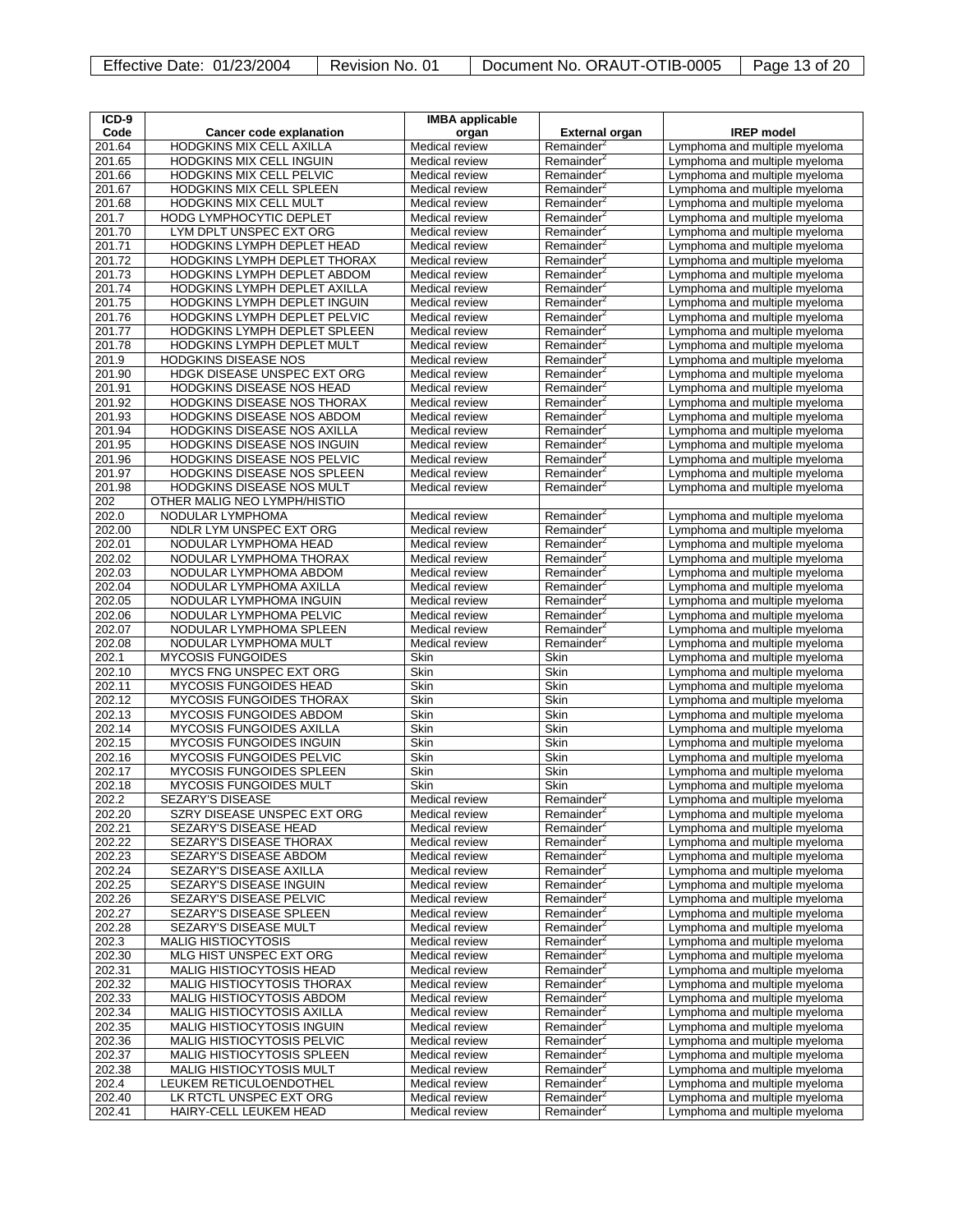| ICD-9 Code | Cancer code explanation | IMBA applicable organ | External organ | IREP model |
|---|---|---|---|---|
| 201.64 | HODGKINS MIX CELL AXILLA | Medical review | Remainder[2] | Lymphoma and multiple myeloma |
| 201.65 | HODGKINS MIX CELL INGUIN | Medical review | Remainder[2] | Lymphoma and multiple myeloma |
| 201.66 | HODGKINS MIX CELL PELVIC | Medical review | Remainder[2] | Lymphoma and multiple myeloma |
| 201.67 | HODGKINS MIX CELL SPLEEN | Medical review | Remainder[2] | Lymphoma and multiple myeloma |
| 201.68 | HODGKINS MIX CELL MULT | Medical review | Remainder[2] | Lymphoma and multiple myeloma |
| 201.7 | HODG LYMPHOCYTIC DEPLET | Medical review | Remainder[2] | Lymphoma and multiple myeloma |
| 201.70 | LYM DPLT UNSPEC EXT ORG | Medical review | Remainder[2] | Lymphoma and multiple myeloma |
| 201.71 | HODGKINS LYMPH DEPLET HEAD | Medical review | Remainder[2] | Lymphoma and multiple myeloma |
| 201.72 | HODGKINS LYMPH DEPLET THORAX | Medical review | Remainder[2] | Lymphoma and multiple myeloma |
| 201.73 | HODGKINS LYMPH DEPLET ABDOM | Medical review | Remainder[2] | Lymphoma and multiple myeloma |
| 201.74 | HODGKINS LYMPH DEPLET AXILLA | Medical review | Remainder[2] | Lymphoma and multiple myeloma |
| 201.75 | HODGKINS LYMPH DEPLET INGUIN | Medical review | Remainder[2] | Lymphoma and multiple myeloma |
| 201.76 | HODGKINS LYMPH DEPLET PELVIC | Medical review | Remainder[2] | Lymphoma and multiple myeloma |
| 201.77 | HODGKINS LYMPH DEPLET SPLEEN | Medical review | Remainder[2] | Lymphoma and multiple myeloma |
| 201.78 | HODGKINS LYMPH DEPLET MULT | Medical review | Remainder[2] | Lymphoma and multiple myeloma |
| 201.9 | HODGKINS DISEASE NOS | Medical review | Remainder[2] | Lymphoma and multiple myeloma |
| 201.90 | HDGK DISEASE UNSPEC EXT ORG | Medical review | Remainder[2] | Lymphoma and multiple myeloma |
| 201.91 | HODGKINS DISEASE NOS HEAD | Medical review | Remainder[2] | Lymphoma and multiple myeloma |
| 201.92 | HODGKINS DISEASE NOS THORAX | Medical review | Remainder[2] | Lymphoma and multiple myeloma |
| 201.93 | HODGKINS DISEASE NOS ABDOM | Medical review | Remainder[2] | Lymphoma and multiple myeloma |
| 201.94 | HODGKINS DISEASE NOS AXILLA | Medical review | Remainder[2] | Lymphoma and multiple myeloma |
| 201.95 | HODGKINS DISEASE NOS INGUIN | Medical review | Remainder[2] | Lymphoma and multiple myeloma |
| 201.96 | HODGKINS DISEASE NOS PELVIC | Medical review | Remainder[2] | Lymphoma and multiple myeloma |
| 201.97 | HODGKINS DISEASE NOS SPLEEN | Medical review | Remainder[2] | Lymphoma and multiple myeloma |
| 201.98 | HODGKINS DISEASE NOS MULT | Medical review | Remainder[2] | Lymphoma and multiple myeloma |
| 202 | OTHER MALIG NEO LYMPH/HISTIO | | | |
| 202.0 | NODULAR LYMPHOMA | Medical review | Remainder[2] | Lymphoma and multiple myeloma |
| 202.00 | NDLR LYM UNSPEC EXT ORG | Medical review | Remainder[2] | Lymphoma and multiple myeloma |
| 202.01 | NODULAR LYMPHOMA HEAD | Medical review | Remainder[2] | Lymphoma and multiple myeloma |
| 202.02 | NODULAR LYMPHOMA THORAX | Medical review | Remainder[2] | Lymphoma and multiple myeloma |
| 202.03 | NODULAR LYMPHOMA ABDOM | Medical review | Remainder[2] | Lymphoma and multiple myeloma |
| 202.04 | NODULAR LYMPHOMA AXILLA | Medical review | Remainder[2] | Lymphoma and multiple myeloma |
| 202.05 | NODULAR LYMPHOMA INGUIN | Medical review | Remainder[2] | Lymphoma and multiple myeloma |
| 202.06 | NODULAR LYMPHOMA PELVIC | Medical review | Remainder[2] | Lymphoma and multiple myeloma |
| 202.07 | NODULAR LYMPHOMA SPLEEN | Medical review | Remainder[2] | Lymphoma and multiple myeloma |
| 202.08 | NODULAR LYMPHOMA MULT | Medical review | Remainder[2] | Lymphoma and multiple myeloma |
| 202.1 | MYCOSIS FUNGOIDES | Skin | Skin | Lymphoma and multiple myeloma |
| 202.10 | MYCS FNG UNSPEC EXT ORG | Skin | Skin | Lymphoma and multiple myeloma |
| 202.11 | MYCOSIS FUNGOIDES HEAD | Skin | Skin | Lymphoma and multiple myeloma |
| 202.12 | MYCOSIS FUNGOIDES THORAX | Skin | Skin | Lymphoma and multiple myeloma |
| 202.13 | MYCOSIS FUNGOIDES ABDOM | Skin | Skin | Lymphoma and multiple myeloma |
| 202.14 | MYCOSIS FUNGOIDES AXILLA | Skin | Skin | Lymphoma and multiple myeloma |
| 202.15 | MYCOSIS FUNGOIDES INGUIN | Skin | Skin | Lymphoma and multiple myeloma |
| 202.16 | MYCOSIS FUNGOIDES PELVIC | Skin | Skin | Lymphoma and multiple myeloma |
| 202.17 | MYCOSIS FUNGOIDES SPLEEN | Skin | Skin | Lymphoma and multiple myeloma |
| 202.18 | MYCOSIS FUNGOIDES MULT | Skin | Skin | Lymphoma and multiple myeloma |
| 202.2 | SEZARY'S DISEASE | Medical review | Remainder[2] | Lymphoma and multiple myeloma |
| 202.20 | SZRY DISEASE UNSPEC EXT ORG | Medical review | Remainder[2] | Lymphoma and multiple myeloma |
| 202.21 | SEZARY'S DISEASE HEAD | Medical review | Remainder[2] | Lymphoma and multiple myeloma |
| 202.22 | SEZARY'S DISEASE THORAX | Medical review | Remainder[2] | Lymphoma and multiple myeloma |
| 202.23 | SEZARY'S DISEASE ABDOM | Medical review | Remainder[2] | Lymphoma and multiple myeloma |
| 202.24 | SEZARY'S DISEASE AXILLA | Medical review | Remainder[2] | Lymphoma and multiple myeloma |
| 202.25 | SEZARY'S DISEASE INGUIN | Medical review | Remainder[2] | Lymphoma and multiple myeloma |
| 202.26 | SEZARY'S DISEASE PELVIC | Medical review | Remainder[2] | Lymphoma and multiple myeloma |
| 202.27 | SEZARY'S DISEASE SPLEEN | Medical review | Remainder[2] | Lymphoma and multiple myeloma |
| 202.28 | SEZARY'S DISEASE MULT | Medical review | Remainder[2] | Lymphoma and multiple myeloma |
| 202.3 | MALIG HISTIOCYTOSIS | Medical review | Remainder[2] | Lymphoma and multiple myeloma |
| 202.30 | MLG HIST UNSPEC EXT ORG | Medical review | Remainder[2] | Lymphoma and multiple myeloma |
| 202.31 | MALIG HISTIOCYTOSIS HEAD | Medical review | Remainder[2] | Lymphoma and multiple myeloma |
| 202.32 | MALIG HISTIOCYTOSIS THORAX | Medical review | Remainder[2] | Lymphoma and multiple myeloma |
| 202.33 | MALIG HISTIOCYTOSIS ABDOM | Medical review | Remainder[2] | Lymphoma and multiple myeloma |
| 202.34 | MALIG HISTIOCYTOSIS AXILLA | Medical review | Remainder[2] | Lymphoma and multiple myeloma |
| 202.35 | MALIG HISTIOCYTOSIS INGUIN | Medical review | Remainder[2] | Lymphoma and multiple myeloma |
| 202.36 | MALIG HISTIOCYTOSIS PELVIC | Medical review | Remainder[2] | Lymphoma and multiple myeloma |
| 202.37 | MALIG HISTIOCYTOSIS SPLEEN | Medical review | Remainder[2] | Lymphoma and multiple myeloma |
| 202.38 | MALIG HISTIOCYTOSIS MULT | Medical review | Remainder[2] | Lymphoma and multiple myeloma |
| 202.4 | LEUKEM RETICULOENDOTHEL | Medical review | Remainder[2] | Lymphoma and multiple myeloma |
| 202.40 | LK RTCTL UNSPEC EXT ORG | Medical review | Remainder[2] | Lymphoma and multiple myeloma |
| 202.41 | HAIRY-CELL LEUKEM HEAD | Medical review | Remainder[2] | Lymphoma and multiple myeloma |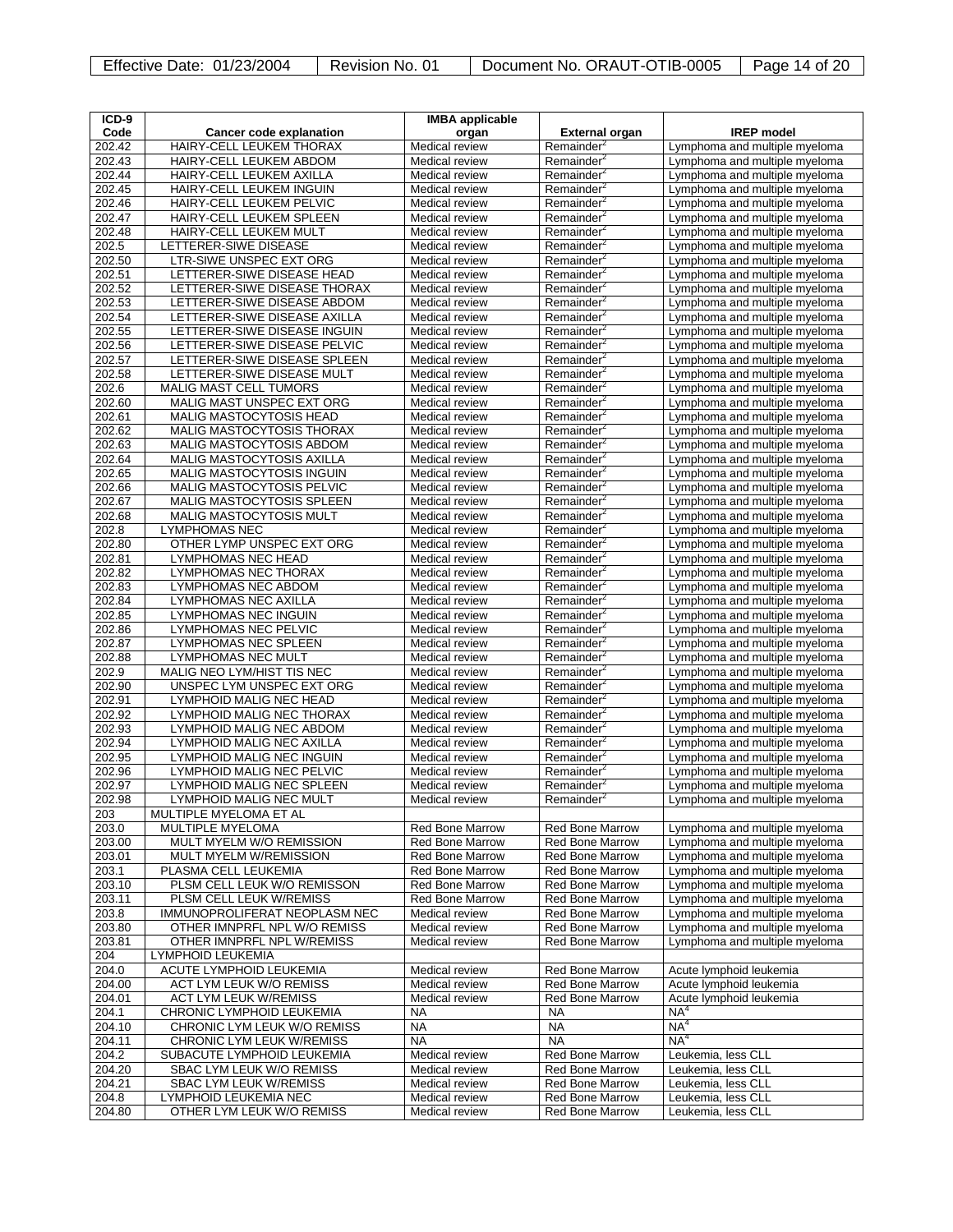| ICD-9 Code | Cancer code explanation | IMBA applicable organ | External organ | IREP model |
|---|---|---|---|---|
| 202.42 | HAIRY-CELL LEUKEM THORAX | Medical review | Remainder[2] | Lymphoma and multiple myeloma |
| 202.43 | HAIRY-CELL LEUKEM ABDOM | Medical review | Remainder[2] | Lymphoma and multiple myeloma |
| 202.44 | HAIRY-CELL LEUKEM AXILLA | Medical review | Remainder[2] | Lymphoma and multiple myeloma |
| 202.45 | HAIRY-CELL LEUKEM INGUIN | Medical review | Remainder[2] | Lymphoma and multiple myeloma |
| 202.46 | HAIRY-CELL LEUKEM PELVIC | Medical review | Remainder[2] | Lymphoma and multiple myeloma |
| 202.47 | HAIRY-CELL LEUKEM SPLEEN | Medical review | Remainder[2] | Lymphoma and multiple myeloma |
| 202.48 | HAIRY-CELL LEUKEM MULT | Medical review | Remainder[2] | Lymphoma and multiple myeloma |
| 202.5 | LETTERER-SIWE DISEASE | Medical review | Remainder[2] | Lymphoma and multiple myeloma |
| 202.50 | LTR-SIWE UNSPEC EXT ORG | Medical review | Remainder[2] | Lymphoma and multiple myeloma |
| 202.51 | LETTERER-SIWE DISEASE HEAD | Medical review | Remainder[2] | Lymphoma and multiple myeloma |
| 202.52 | LETTERER-SIWE DISEASE THORAX | Medical review | Remainder[2] | Lymphoma and multiple myeloma |
| 202.53 | LETTERER-SIWE DISEASE ABDOM | Medical review | Remainder[2] | Lymphoma and multiple myeloma |
| 202.54 | LETTERER-SIWE DISEASE AXILLA | Medical review | Remainder[2] | Lymphoma and multiple myeloma |
| 202.55 | LETTERER-SIWE DISEASE INGUIN | Medical review | Remainder[2] | Lymphoma and multiple myeloma |
| 202.56 | LETTERER-SIWE DISEASE PELVIC | Medical review | Remainder[2] | Lymphoma and multiple myeloma |
| 202.57 | LETTERER-SIWE DISEASE SPLEEN | Medical review | Remainder[2] | Lymphoma and multiple myeloma |
| 202.58 | LETTERER-SIWE DISEASE MULT | Medical review | Remainder[2] | Lymphoma and multiple myeloma |
| 202.6 | MALIG MAST CELL TUMORS | Medical review | Remainder[2] | Lymphoma and multiple myeloma |
| 202.60 | MALIG MAST UNSPEC EXT ORG | Medical review | Remainder[2] | Lymphoma and multiple myeloma |
| 202.61 | MALIG MASTOCYTOSIS HEAD | Medical review | Remainder[2] | Lymphoma and multiple myeloma |
| 202.62 | MALIG MASTOCYTOSIS THORAX | Medical review | Remainder[2] | Lymphoma and multiple myeloma |
| 202.63 | MALIG MASTOCYTOSIS ABDOM | Medical review | Remainder[2] | Lymphoma and multiple myeloma |
| 202.64 | MALIG MASTOCYTOSIS AXILLA | Medical review | Remainder[2] | Lymphoma and multiple myeloma |
| 202.65 | MALIG MASTOCYTOSIS INGUIN | Medical review | Remainder[2] | Lymphoma and multiple myeloma |
| 202.66 | MALIG MASTOCYTOSIS PELVIC | Medical review | Remainder[2] | Lymphoma and multiple myeloma |
| 202.67 | MALIG MASTOCYTOSIS SPLEEN | Medical review | Remainder[2] | Lymphoma and multiple myeloma |
| 202.68 | MALIG MASTOCYTOSIS MULT | Medical review | Remainder[2] | Lymphoma and multiple myeloma |
| 202.8 | LYMPHOMAS NEC | Medical review | Remainder[2] | Lymphoma and multiple myeloma |
| 202.80 | OTHER LYMP UNSPEC EXT ORG | Medical review | Remainder[2] | Lymphoma and multiple myeloma |
| 202.81 | LYMPHOMAS NEC HEAD | Medical review | Remainder[2] | Lymphoma and multiple myeloma |
| 202.82 | LYMPHOMAS NEC THORAX | Medical review | Remainder[2] | Lymphoma and multiple myeloma |
| 202.83 | LYMPHOMAS NEC ABDOM | Medical review | Remainder[2] | Lymphoma and multiple myeloma |
| 202.84 | LYMPHOMAS NEC AXILLA | Medical review | Remainder[2] | Lymphoma and multiple myeloma |
| 202.85 | LYMPHOMAS NEC INGUIN | Medical review | Remainder[2] | Lymphoma and multiple myeloma |
| 202.86 | LYMPHOMAS NEC PELVIC | Medical review | Remainder[2] | Lymphoma and multiple myeloma |
| 202.87 | LYMPHOMAS NEC SPLEEN | Medical review | Remainder[2] | Lymphoma and multiple myeloma |
| 202.88 | LYMPHOMAS NEC MULT | Medical review | Remainder[2] | Lymphoma and multiple myeloma |
| 202.9 | MALIG NEO LYM/HIST TIS NEC | Medical review | Remainder[2] | Lymphoma and multiple myeloma |
| 202.90 | UNSPEC LYM UNSPEC EXT ORG | Medical review | Remainder[2] | Lymphoma and multiple myeloma |
| 202.91 | LYMPHOID MALIG NEC HEAD | Medical review | Remainder[2] | Lymphoma and multiple myeloma |
| 202.92 | LYMPHOID MALIG NEC THORAX | Medical review | Remainder[2] | Lymphoma and multiple myeloma |
| 202.93 | LYMPHOID MALIG NEC ABDOM | Medical review | Remainder[2] | Lymphoma and multiple myeloma |
| 202.94 | LYMPHOID MALIG NEC AXILLA | Medical review | Remainder[2] | Lymphoma and multiple myeloma |
| 202.95 | LYMPHOID MALIG NEC INGUIN | Medical review | Remainder[2] | Lymphoma and multiple myeloma |
| 202.96 | LYMPHOID MALIG NEC PELVIC | Medical review | Remainder[2] | Lymphoma and multiple myeloma |
| 202.97 | LYMPHOID MALIG NEC SPLEEN | Medical review | Remainder[2] | Lymphoma and multiple myeloma |
| 202.98 | LYMPHOID MALIG NEC MULT | Medical review | Remainder[2] | Lymphoma and multiple myeloma |
| 203 | MULTIPLE MYELOMA ET AL | | | |
| 203.0 | MULTIPLE MYELOMA | Red Bone Marrow | Red Bone Marrow | Lymphoma and multiple myeloma |
| 203.00 | MULT MYELM W/O REMISSION | Red Bone Marrow | Red Bone Marrow | Lymphoma and multiple myeloma |
| 203.01 | MULT MYELM W/REMISSION | Red Bone Marrow | Red Bone Marrow | Lymphoma and multiple myeloma |
| 203.1 | PLASMA CELL LEUKEMIA | Red Bone Marrow | Red Bone Marrow | Lymphoma and multiple myeloma |
| 203.10 | PLSM CELL LEUK W/O REMISSON | Red Bone Marrow | Red Bone Marrow | Lymphoma and multiple myeloma |
| 203.11 | PLSM CELL LEUK W/REMISS | Red Bone Marrow | Red Bone Marrow | Lymphoma and multiple myeloma |
| 203.8 | IMMUNOPROLIFERAT NEOPLASM NEC | Medical review | Red Bone Marrow | Lymphoma and multiple myeloma |
| 203.80 | OTHER IMNPRFL NPL W/O REMISS | Medical review | Red Bone Marrow | Lymphoma and multiple myeloma |
| 203.81 | OTHER IMNPRFL NPL W/REMISS | Medical review | Red Bone Marrow | Lymphoma and multiple myeloma |
| 204 | LYMPHOID LEUKEMIA | | | |
| 204.0 | ACUTE LYMPHOID LEUKEMIA | Medical review | Red Bone Marrow | Acute lymphoid leukemia |
| 204.00 | ACT LYM LEUK W/O REMISS | Medical review | Red Bone Marrow | Acute lymphoid leukemia |
| 204.01 | ACT LYM LEUK W/REMISS | Medical review | Red Bone Marrow | Acute lymphoid leukemia |
| 204.1 | CHRONIC LYMPHOID LEUKEMIA | NA | NA | NA[4] |
| 204.10 | CHRONIC LYM LEUK W/O REMISS | NA | NA | NA[4] |
| 204.11 | CHRONIC LYM LEUK W/REMISS | NA | NA | NA[4] |
| 204.2 | SUBACUTE LYMPHOID LEUKEMIA | Medical review | Red Bone Marrow | Leukemia, less CLL |
| 204.20 | SBAC LYM LEUK W/O REMISS | Medical review | Red Bone Marrow | Leukemia, less CLL |
| 204.21 | SBAC LYM LEUK W/REMISS | Medical review | Red Bone Marrow | Leukemia, less CLL |
| 204.8 | LYMPHOID LEUKEMIA NEC | Medical review | Red Bone Marrow | Leukemia, less CLL |
| 204.80 | OTHER LYM LEUK W/O REMISS | Medical review | Red Bone Marrow | Leukemia, less CLL |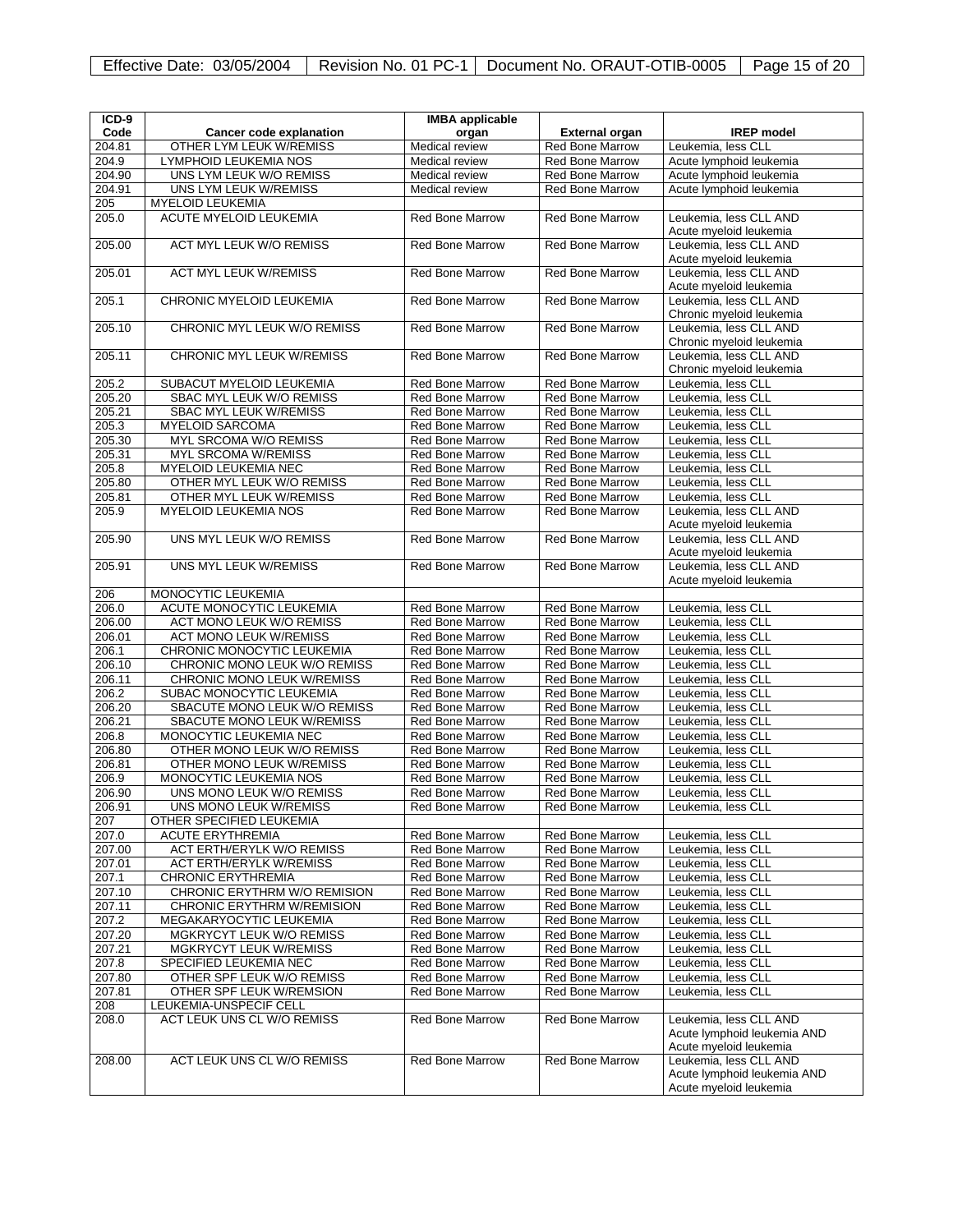| ICD-9 Code | Cancer code explanation | IMBA applicable organ | External organ | IREP model |
|---|---|---|---|---|
| 204.81 | OTHER LYM LEUK W/REMISS | Medical review | Red Bone Marrow | Leukemia, less CLL |
| 204.9 | LYMPHOID LEUKEMIA NOS | Medical review | Red Bone Marrow | Acute lymphoid leukemia |
| 204.90 | UNS LYM LEUK W/O REMISS | Medical review | Red Bone Marrow | Acute lymphoid leukemia |
| 204.91 | UNS LYM LEUK W/REMISS | Medical review | Red Bone Marrow | Acute lymphoid leukemia |
| 205 | MYELOID LEUKEMIA | | | |
| 205.0 | ACUTE MYELOID LEUKEMIA | Red Bone Marrow | Red Bone Marrow | Leukemia, less CLL AND Acute myeloid leukemia |
| 205.00 | ACT MYL LEUK W/O REMISS | Red Bone Marrow | Red Bone Marrow | Leukemia, less CLL AND Acute myeloid leukemia |
| 205.01 | ACT MYL LEUK W/REMISS | Red Bone Marrow | Red Bone Marrow | Leukemia, less CLL AND Acute myeloid leukemia |
| 205.1 | CHRONIC MYELOID LEUKEMIA | Red Bone Marrow | Red Bone Marrow | Leukemia, less CLL AND Chronic myeloid leukemia |
| 205.10 | CHRONIC MYL LEUK W/O REMISS | Red Bone Marrow | Red Bone Marrow | Leukemia, less CLL AND Chronic myeloid leukemia |
| 205.11 | CHRONIC MYL LEUK W/REMISS | Red Bone Marrow | Red Bone Marrow | Leukemia, less CLL AND Chronic myeloid leukemia |
| 205.2 | SUBACUT MYELOID LEUKEMIA | Red Bone Marrow | Red Bone Marrow | Leukemia, less CLL |
| 205.20 | SBAC MYL LEUK W/O REMISS | Red Bone Marrow | Red Bone Marrow | Leukemia, less CLL |
| 205.21 | SBAC MYL LEUK W/REMISS | Red Bone Marrow | Red Bone Marrow | Leukemia, less CLL |
| 205.3 | MYELOID SARCOMA | Red Bone Marrow | Red Bone Marrow | Leukemia, less CLL |
| 205.30 | MYL SRCOMA W/O REMISS | Red Bone Marrow | Red Bone Marrow | Leukemia, less CLL |
| 205.31 | MYL SRCOMA W/REMISS | Red Bone Marrow | Red Bone Marrow | Leukemia, less CLL |
| 205.8 | MYELOID LEUKEMIA NEC | Red Bone Marrow | Red Bone Marrow | Leukemia, less CLL |
| 205.80 | OTHER MYL LEUK W/O REMISS | Red Bone Marrow | Red Bone Marrow | Leukemia, less CLL |
| 205.81 | OTHER MYL LEUK W/REMISS | Red Bone Marrow | Red Bone Marrow | Leukemia, less CLL |
| 205.9 | MYELOID LEUKEMIA NOS | Red Bone Marrow | Red Bone Marrow | Leukemia, less CLL AND Acute myeloid leukemia |
| 205.90 | UNS MYL LEUK W/O REMISS | Red Bone Marrow | Red Bone Marrow | Leukemia, less CLL AND Acute myeloid leukemia |
| 205.91 | UNS MYL LEUK W/REMISS | Red Bone Marrow | Red Bone Marrow | Leukemia, less CLL AND Acute myeloid leukemia |
| 206 | MONOCYTIC LEUKEMIA | | | |
| 206.0 | ACUTE MONOCYTIC LEUKEMIA | Red Bone Marrow | Red Bone Marrow | Leukemia, less CLL |
| 206.00 | ACT MONO LEUK W/O REMISS | Red Bone Marrow | Red Bone Marrow | Leukemia, less CLL |
| 206.01 | ACT MONO LEUK W/REMISS | Red Bone Marrow | Red Bone Marrow | Leukemia, less CLL |
| 206.1 | CHRONIC MONOCYTIC LEUKEMIA | Red Bone Marrow | Red Bone Marrow | Leukemia, less CLL |
| 206.10 | CHRONIC MONO LEUK W/O REMISS | Red Bone Marrow | Red Bone Marrow | Leukemia, less CLL |
| 206.11 | CHRONIC MONO LEUK W/REMISS | Red Bone Marrow | Red Bone Marrow | Leukemia, less CLL |
| 206.2 | SUBAC MONOCYTIC LEUKEMIA | Red Bone Marrow | Red Bone Marrow | Leukemia, less CLL |
| 206.20 | SBACUTE MONO LEUK W/O REMISS | Red Bone Marrow | Red Bone Marrow | Leukemia, less CLL |
| 206.21 | SBACUTE MONO LEUK W/REMISS | Red Bone Marrow | Red Bone Marrow | Leukemia, less CLL |
| 206.8 | MONOCYTIC LEUKEMIA NEC | Red Bone Marrow | Red Bone Marrow | Leukemia, less CLL |
| 206.80 | OTHER MONO LEUK W/O REMISS | Red Bone Marrow | Red Bone Marrow | Leukemia, less CLL |
| 206.81 | OTHER MONO LEUK W/REMISS | Red Bone Marrow | Red Bone Marrow | Leukemia, less CLL |
| 206.9 | MONOCYTIC LEUKEMIA NOS | Red Bone Marrow | Red Bone Marrow | Leukemia, less CLL |
| 206.90 | UNS MONO LEUK W/O REMISS | Red Bone Marrow | Red Bone Marrow | Leukemia, less CLL |
| 206.91 | UNS MONO LEUK W/REMISS | Red Bone Marrow | Red Bone Marrow | Leukemia, less CLL |
| 207 | OTHER SPECIFIED LEUKEMIA | | | |
| 207.0 | ACUTE ERYTHREMIA | Red Bone Marrow | Red Bone Marrow | Leukemia, less CLL |
| 207.00 | ACT ERTH/ERYLK W/O REMISS | Red Bone Marrow | Red Bone Marrow | Leukemia, less CLL |
| 207.01 | ACT ERTH/ERYLK W/REMISS | Red Bone Marrow | Red Bone Marrow | Leukemia, less CLL |
| 207.1 | CHRONIC ERYTHREMIA | Red Bone Marrow | Red Bone Marrow | Leukemia, less CLL |
| 207.10 | CHRONIC ERYTHRM W/O REMISION | Red Bone Marrow | Red Bone Marrow | Leukemia, less CLL |
| 207.11 | CHRONIC ERYTHRM W/REMISION | Red Bone Marrow | Red Bone Marrow | Leukemia, less CLL |
| 207.2 | MEGAKARYOCYTIC LEUKEMIA | Red Bone Marrow | Red Bone Marrow | Leukemia, less CLL |
| 207.20 | MGKRYCYT LEUK W/O REMISS | Red Bone Marrow | Red Bone Marrow | Leukemia, less CLL |
| 207.21 | MGKRYCYT LEUK W/REMISS | Red Bone Marrow | Red Bone Marrow | Leukemia, less CLL |
| 207.8 | SPECIFIED LEUKEMIA NEC | Red Bone Marrow | Red Bone Marrow | Leukemia, less CLL |
| 207.80 | OTHER SPF LEUK W/O REMISS | Red Bone Marrow | Red Bone Marrow | Leukemia, less CLL |
| 207.81 | OTHER SPF LEUK W/REMSION | Red Bone Marrow | Red Bone Marrow | Leukemia, less CLL |
| 208 | LEUKEMIA-UNSPECIF CELL | | | |
| 208.0 | ACT LEUK UNS CL W/O REMISS | Red Bone Marrow | Red Bone Marrow | Leukemia, less CLL AND Acute lymphoid leukemia AND Acute myeloid leukemia |
| 208.00 | ACT LEUK UNS CL W/O REMISS | Red Bone Marrow | Red Bone Marrow | Leukemia, less CLL AND Acute lymphoid leukemia AND Acute myeloid leukemia |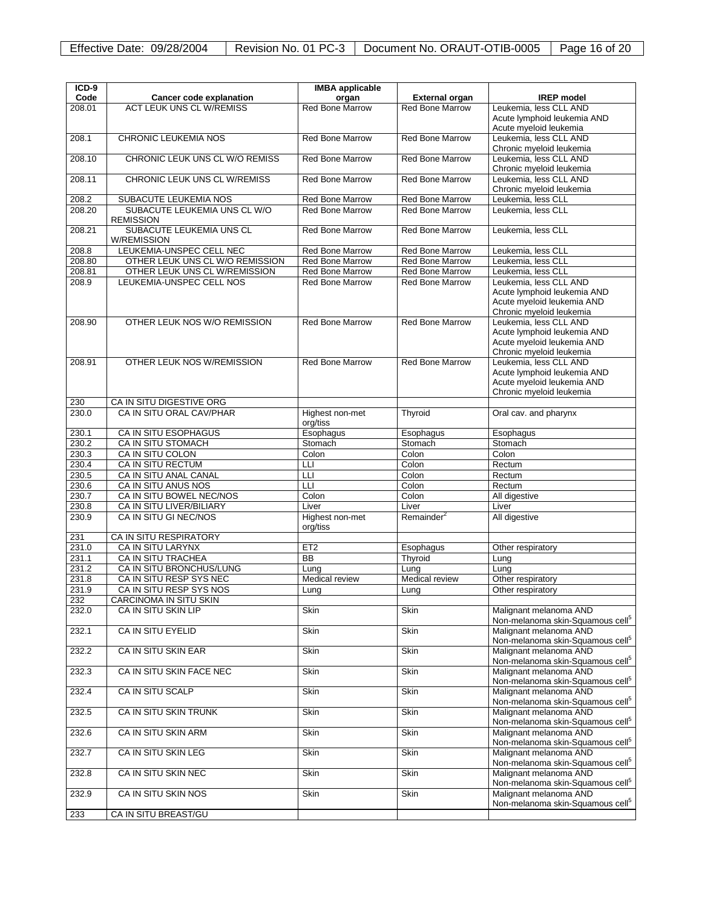| ICD-9 Code | Cancer code explanation | IMBA applicable organ | External organ | IREP model |
|---|---|---|---|---|
| 208.01 | ACT LEUK UNS CL W/REMISS | Red Bone Marrow | Red Bone Marrow | Leukemia, less CLL AND Acute lymphoid leukemia AND Acute myeloid leukemia |
| 208.1 | CHRONIC LEUKEMIA NOS | Red Bone Marrow | Red Bone Marrow | Leukemia, less CLL AND Chronic myeloid leukemia |
| 208.10 | CHRONIC LEUK UNS CL W/O REMISS | Red Bone Marrow | Red Bone Marrow | Leukemia, less CLL AND Chronic myeloid leukemia |
| 208.11 | CHRONIC LEUK UNS CL W/REMISS | Red Bone Marrow | Red Bone Marrow | Leukemia, less CLL AND Chronic myeloid leukemia |
| 208.2 | SUBACUTE LEUKEMIA NOS | Red Bone Marrow | Red Bone Marrow | Leukemia, less CLL |
| 208.20 | SUBACUTE LEUKEMIA UNS CL W/O REMISSION | Red Bone Marrow | Red Bone Marrow | Leukemia, less CLL |
| 208.21 | SUBACUTE LEUKEMIA UNS CL W/REMISSION | Red Bone Marrow | Red Bone Marrow | Leukemia, less CLL |
| 208.8 | LEUKEMIA-UNSPEC CELL NEC | Red Bone Marrow | Red Bone Marrow | Leukemia, less CLL |
| 208.80 | OTHER LEUK UNS CL W/O REMISSION | Red Bone Marrow | Red Bone Marrow | Leukemia, less CLL |
| 208.81 | OTHER LEUK UNS CL W/REMISSION | Red Bone Marrow | Red Bone Marrow | Leukemia, less CLL |
| 208.9 | LEUKEMIA-UNSPEC CELL NOS | Red Bone Marrow | Red Bone Marrow | Leukemia, less CLL AND Acute lymphoid leukemia AND Acute myeloid leukemia AND Chronic myeloid leukemia |
| 208.90 | OTHER LEUK NOS W/O REMISSION | Red Bone Marrow | Red Bone Marrow | Leukemia, less CLL AND Acute lymphoid leukemia AND Acute myeloid leukemia AND Chronic myeloid leukemia |
| 208.91 | OTHER LEUK NOS W/REMISSION | Red Bone Marrow | Red Bone Marrow | Leukemia, less CLL AND Acute lymphoid leukemia AND Acute myeloid leukemia AND Chronic myeloid leukemia |
| 230 | CA IN SITU DIGESTIVE ORG | | | |
| 230.0 | CA IN SITU ORAL CAV/PHAR | Highest non-met org/tiss | Thyroid | Oral cav. and pharynx |
| 230.1 | CA IN SITU ESOPHAGUS | Esophagus | Esophagus | Esophagus |
| 230.2 | CA IN SITU STOMACH | Stomach | Stomach | Stomach |
| 230.3 | CA IN SITU COLON | Colon | Colon | Colon |
| 230.4 | CA IN SITU RECTUM | LLI | Colon | Rectum |
| 230.5 | CA IN SITU ANAL CANAL | LLI | Colon | Rectum |
| 230.6 | CA IN SITU ANUS NOS | LLI | Colon | Rectum |
| 230.7 | CA IN SITU BOWEL NEC/NOS | Colon | Colon | All digestive |
| 230.8 | CA IN SITU LIVER/BILIARY | Liver | Liver | Liver |
| 230.9 | CA IN SITU GI NEC/NOS | Highest non-met org/tiss | Remainder[2] | All digestive |
| 231 | CA IN SITU RESPIRATORY | | | |
| 231.0 | CA IN SITU LARYNX | ET2 | Esophagus | Other respiratory |
| 231.1 | CA IN SITU TRACHEA | BB | Thyroid | Lung |
| 231.2 | CA IN SITU BRONCHUS/LUNG | Lung | Lung | Lung |
| 231.8 | CA IN SITU RESP SYS NEC | Medical review | Medical review | Other respiratory |
| 231.9 | CA IN SITU RESP SYS NOS | Lung | Lung | Other respiratory |
| 232 | CARCINOMA IN SITU SKIN | | | |
| 232.0 | CA IN SITU SKIN LIP | Skin | Skin | Malignant melanoma AND Non-melanoma skin-Squamous cell[5] |
| 232.1 | CA IN SITU EYELID | Skin | Skin | Malignant melanoma AND Non-melanoma skin-Squamous cell[5] |
| 232.2 | CA IN SITU SKIN EAR | Skin | Skin | Malignant melanoma AND Non-melanoma skin-Squamous cell[5] |
| 232.3 | CA IN SITU SKIN FACE NEC | Skin | Skin | Malignant melanoma AND Non-melanoma skin-Squamous cell[5] |
| 232.4 | CA IN SITU SCALP | Skin | Skin | Malignant melanoma AND Non-melanoma skin-Squamous cell[5] |
| 232.5 | CA IN SITU SKIN TRUNK | Skin | Skin | Malignant melanoma AND Non-melanoma skin-Squamous cell[5] |
| 232.6 | CA IN SITU SKIN ARM | Skin | Skin | Malignant melanoma AND Non-melanoma skin-Squamous cell[5] |
| 232.7 | CA IN SITU SKIN LEG | Skin | Skin | Malignant melanoma AND Non-melanoma skin-Squamous cell[5] |
| 232.8 | CA IN SITU SKIN NEC | Skin | Skin | Malignant melanoma AND Non-melanoma skin-Squamous cell[5] |
| 232.9 | CA IN SITU SKIN NOS | Skin | Skin | Malignant melanoma AND Non-melanoma skin-Squamous cell[5] |
| 233 | CA IN SITU BREAST/GU | | | |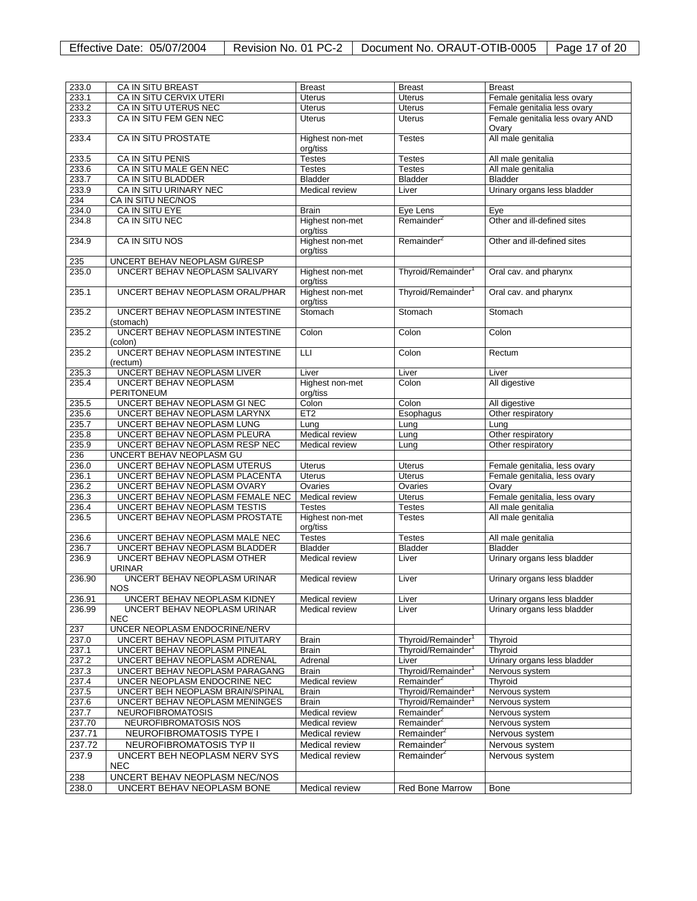| 233.0 | CA IN SITU BREAST | Breast | Breast | Breast |
|---|---|---|---|---|
| 233.1 | CA IN SITU CERVIX UTERI | Uterus | Uterus | Female genitalia less ovary |
| 233.2 | CA IN SITU UTERUS NEC | Uterus | Uterus | Female genitalia less ovary |
| 233.3 | CA IN SITU FEM GEN NEC | Uterus | Uterus | Female genitalia less ovary AND Ovary |
| 233.4 | CA IN SITU PROSTATE | Highest non-met org/tiss | Testes | All male genitalia |
| 233.5 | CA IN SITU PENIS | Testes | Testes | All male genitalia |
| 233.6 | CA IN SITU MALE GEN NEC | Testes | Testes | All male genitalia |
| 233.7 | CA IN SITU BLADDER | Bladder | Bladder | Bladder |
| 233.9 | CA IN SITU URINARY NEC | Medical review | Liver | Urinary organs less bladder |
| 234 | CA IN SITU NEC/NOS | | | |
| 234.0 | CA IN SITU EYE | Brain | Eye Lens | Eye |
| 234.8 | CA IN SITU NEC | Highest non-met org/tiss | Remainder[2] | Other and ill-defined sites |
| 234.9 | CA IN SITU NOS | Highest non-met org/tiss | Remainder[2] | Other and ill-defined sites |
| 235 | UNCERT BEHAV NEOPLASM GI/RESP | | | |
| 235.0 | UNCERT BEHAV NEOPLASM SALIVARY | Highest non-met org/tiss | Thyroid/Remainder[1] | Oral cav. and pharynx |
| 235.1 | UNCERT BEHAV NEOPLASM ORAL/PHAR | Highest non-met org/tiss | Thyroid/Remainder[1] | Oral cav. and pharynx |
| 235.2 | UNCERT BEHAV NEOPLASM INTESTINE (stomach) | Stomach | Stomach | Stomach |
| 235.2 | UNCERT BEHAV NEOPLASM INTESTINE (colon) | Colon | Colon | Colon |
| 235.2 | UNCERT BEHAV NEOPLASM INTESTINE (rectum) | LLI | Colon | Rectum |
| 235.3 | UNCERT BEHAV NEOPLASM LIVER | Liver | Liver | Liver |
| 235.4 | UNCERT BEHAV NEOPLASM PERITONEUM | Highest non-met org/tiss | Colon | All digestive |
| 235.5 | UNCERT BEHAV NEOPLASM GI NEC | Colon | Colon | All digestive |
| 235.6 | UNCERT BEHAV NEOPLASM LARYNX | ET2 | Esophagus | Other respiratory |
| 235.7 | UNCERT BEHAV NEOPLASM LUNG | Lung | Lung | Lung |
| 235.8 | UNCERT BEHAV NEOPLASM PLEURA | Medical review | Lung | Other respiratory |
| 235.9 | UNCERT BEHAV NEOPLASM RESP NEC | Medical review | Lung | Other respiratory |
| 236 | UNCERT BEHAV NEOPLASM GU | | | |
| 236.0 | UNCERT BEHAV NEOPLASM UTERUS | Uterus | Uterus | Female genitalia, less ovary |
| 236.1 | UNCERT BEHAV NEOPLASM PLACENTA | Uterus | Uterus | Female genitalia, less ovary |
| 236.2 | UNCERT BEHAV NEOPLASM OVARY | Ovaries | Ovaries | Ovary |
| 236.3 | UNCERT BEHAV NEOPLASM FEMALE NEC | Medical review | Uterus | Female genitalia, less ovary |
| 236.4 | UNCERT BEHAV NEOPLASM TESTIS | Testes | Testes | All male genitalia |
| 236.5 | UNCERT BEHAV NEOPLASM PROSTATE | Highest non-met org/tiss | Testes | All male genitalia |
| 236.6 | UNCERT BEHAV NEOPLASM MALE NEC | Testes | Testes | All male genitalia |
| 236.7 | UNCERT BEHAV NEOPLASM BLADDER | Bladder | Bladder | Bladder |
| 236.9 | UNCERT BEHAV NEOPLASM OTHER URINAR | Medical review | Liver | Urinary organs less bladder |
| 236.90 | UNCERT BEHAV NEOPLASM URINAR NOS | Medical review | Liver | Urinary organs less bladder |
| 236.91 | UNCERT BEHAV NEOPLASM KIDNEY | Medical review | Liver | Urinary organs less bladder |
| 236.99 | UNCERT BEHAV NEOPLASM URINAR NEC | Medical review | Liver | Urinary organs less bladder |
| 237 | UNCER NEOPLASM ENDOCRINE/NERV | | | |
| 237.0 | UNCERT BEHAV NEOPLASM PITUITARY | Brain | Thyroid/Remainder[1] | Thyroid |
| 237.1 | UNCERT BEHAV NEOPLASM PINEAL | Brain | Thyroid/Remainder[1] | Thyroid |
| 237.2 | UNCERT BEHAV NEOPLASM ADRENAL | Adrenal | Liver | Urinary organs less bladder |
| 237.3 | UNCERT BEHAV NEOPLASM PARAGANG | Brain | Thyroid/Remainder[1] | Nervous system |
| 237.4 | UNCER NEOPLASM ENDOCRINE NEC | Medical review | Remainder[2] | Thyroid |
| 237.5 | UNCERT BEH NEOPLASM BRAIN/SPINAL | Brain | Thyroid/Remainder[1] | Nervous system |
| 237.6 | UNCERT BEHAV NEOPLASM MENINGES | Brain | Thyroid/Remainder[1] | Nervous system |
| 237.7 | NEUROFIBROMATOSIS | Medical review | Remainder[2] | Nervous system |
| 237.70 | NEUROFIBROMATOSIS NOS | Medical review | Remainder[2] | Nervous system |
| 237.71 | NEUROFIBROMATOSIS TYPE I | Medical review | Remainder[2] | Nervous system |
| 237.72 | NEUROFIBROMATOSIS TYP II | Medical review | Remainder[2] | Nervous system |
| 237.9 | UNCERT BEH NEOPLASM NERV SYS NEC | Medical review | Remainder[2] | Nervous system |
| 238 | UNCERT BEHAV NEOPLASM NEC/NOS | | | |
| 238.0 | UNCERT BEHAV NEOPLASM BONE | Medical review | Red Bone Marrow | Bone |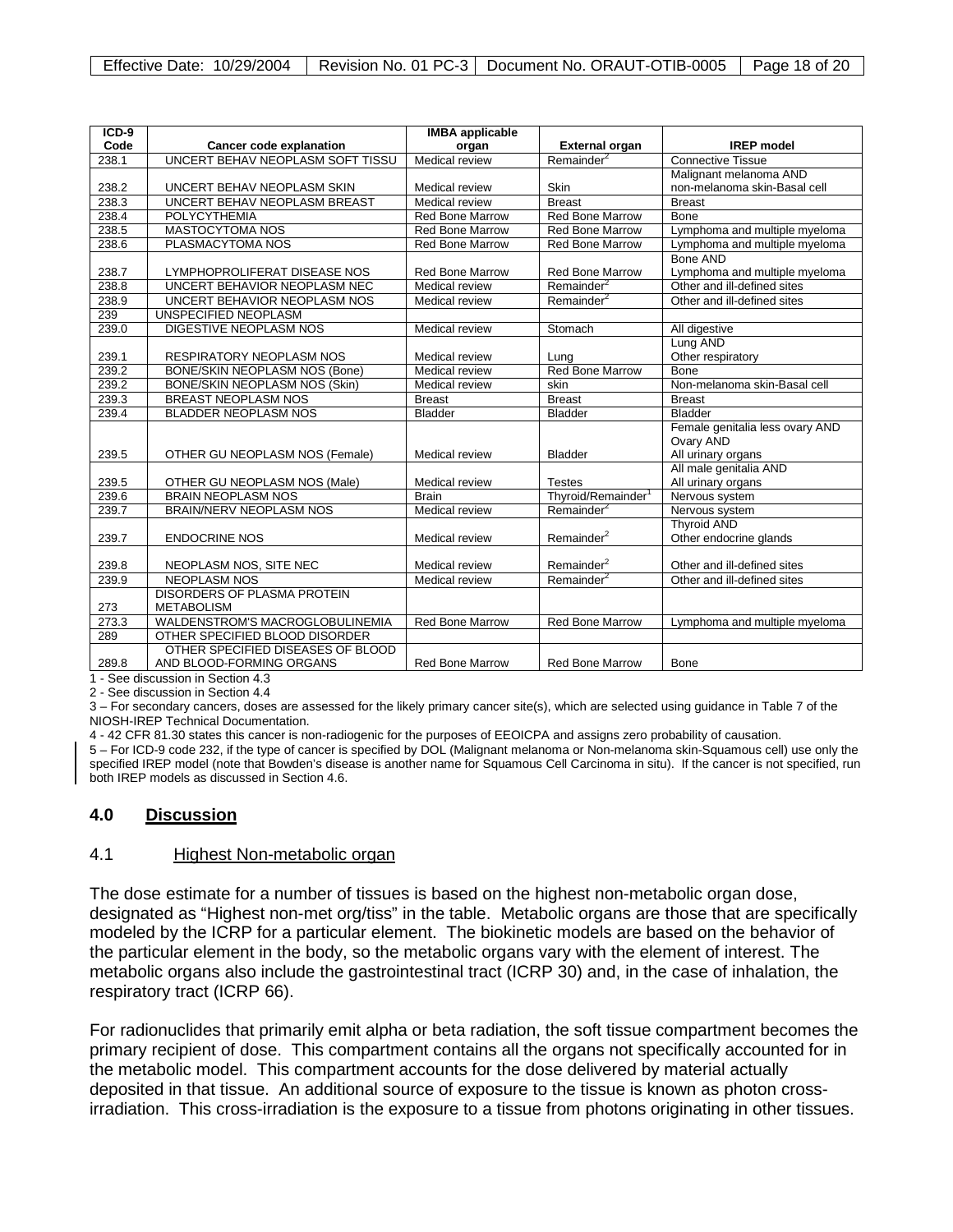| ICD-9 Code | Cancer code explanation | IMBA applicable organ | External organ | IREP model |
|---|---|---|---|---|
| 238.1 | UNCERT BEHAV NEOPLASM SOFT TISSU | Medical review | Remainder[2] | Connective Tissue |
| 238.2 | UNCERT BEHAV NEOPLASM SKIN | Medical review | Skin | Malignant melanoma AND non-melanoma skin-Basal cell |
| 238.3 | UNCERT BEHAV NEOPLASM BREAST | Medical review | Breast | Breast |
| 238.4 | POLYCYTHEMIA | Red Bone Marrow | Red Bone Marrow | Bone |
| 238.5 | MASTOCYTOMA NOS | Red Bone Marrow | Red Bone Marrow | Lymphoma and multiple myeloma |
| 238.6 | PLASMACYTOMA NOS | Red Bone Marrow | Red Bone Marrow | Lymphoma and multiple myeloma |
| 238.7 | LYMPHOPROLIFERAT DISEASE NOS | Red Bone Marrow | Red Bone Marrow | Bone AND Lymphoma and multiple myeloma |
| 238.8 | UNCERT BEHAVIOR NEOPLASM NEC | Medical review | Remainder[2] | Other and ill-defined sites |
| 238.9 | UNCERT BEHAVIOR NEOPLASM NOS | Medical review | Remainder[2] | Other and ill-defined sites |
| 239 | UNSPECIFIED NEOPLASM | | | |
| 239.0 | DIGESTIVE NEOPLASM NOS | Medical review | Stomach | All digestive |
| 239.1 | RESPIRATORY NEOPLASM NOS | Medical review | Lung | Lung AND Other respiratory |
| 239.2 | BONE/SKIN NEOPLASM NOS (Bone) | Medical review | Red Bone Marrow | Bone |
| 239.2 | BONE/SKIN NEOPLASM NOS (Skin) | Medical review | skin | Non-melanoma skin-Basal cell |
| 239.3 | BREAST NEOPLASM NOS | Breast | Breast | Breast |
| 239.4 | BLADDER NEOPLASM NOS | Bladder | Bladder | Bladder |
| 239.5 | OTHER GU NEOPLASM NOS (Female) | Medical review | Bladder | Female genitalia less ovary AND Ovary AND All urinary organs |
| 239.5 | OTHER GU NEOPLASM NOS (Male) | Medical review | Testes | All male genitalia AND All urinary organs |
| 239.6 | BRAIN NEOPLASM NOS | Brain | Thyroid/Remainder[1] | Nervous system |
| 239.7 | BRAIN/NERV NEOPLASM NOS | Medical review | Remainder[2] | Nervous system |
| 239.7 | ENDOCRINE NOS | Medical review | Remainder[2] | Thyroid AND Other endocrine glands |
| 239.8 | NEOPLASM NOS, SITE NEC | Medical review | Remainder[2] | Other and ill-defined sites |
| 239.9 | NEOPLASM NOS | Medical review | Remainder[2] | Other and ill-defined sites |
| 273 | DISORDERS OF PLASMA PROTEIN METABOLISM | | | |
| 273.3 | WALDENSTROM'S MACROGLOBULINEMIA | Red Bone Marrow | Red Bone Marrow | Lymphoma and multiple myeloma |
| 289 | OTHER SPECIFIED BLOOD DISORDER | | | |
| 289.8 | OTHER SPECIFIED DISEASES OF BLOOD AND BLOOD-FORMING ORGANS | Red Bone Marrow | Red Bone Marrow | Bone |

1 - See discussion in Section 4.3

2 - See discussion in Section 4.4

3 – For secondary cancers, doses are assessed for the likely primary cancer site(s), which are selected using guidance in Table 7 of the NIOSH-IREP Technical Documentation.

4 - 42 CFR 81.30 states this cancer is non-radiogenic for the purposes of EEOICPA and assigns zero probability of causation.

5 – For ICD-9 code 232, if the type of cancer is specified by DOL (Malignant melanoma or Non-melanoma skin-Squamous cell) use only the specified IREP model (note that Bowden's disease is another name for Squamous Cell Carcinoma in situ). If the cancer is not specified, run both IREP models as discussed in Section 4.6.

## 4.0 Discussion

### 4.1 Highest Non-metabolic organ

The dose estimate for a number of tissues is based on the highest non-metabolic organ dose, designated as "Highest non-met org/tiss" in the table. Metabolic organs are those that are specifically modeled by the ICRP for a particular element. The biokinetic models are based on the behavior of the particular element in the body, so the metabolic organs vary with the element of interest. The metabolic organs also include the gastrointestinal tract (ICRP 30) and, in the case of inhalation, the respiratory tract (ICRP 66).

For radionuclides that primarily emit alpha or beta radiation, the soft tissue compartment becomes the primary recipient of dose. This compartment contains all the organs not specifically accounted for in the metabolic model. This compartment accounts for the dose delivered by material actually deposited in that tissue. An additional source of exposure to the tissue is known as photon cross-irradiation. This cross-irradiation is the exposure to a tissue from photons originating in other tissues.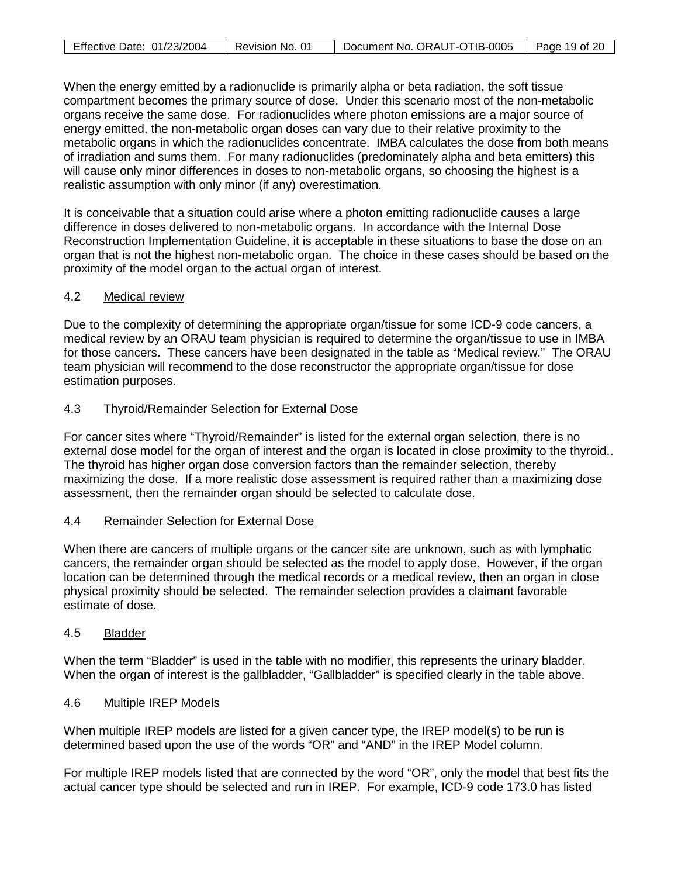When the energy emitted by a radionuclide is primarily alpha or beta radiation, the soft tissue compartment becomes the primary source of dose. Under this scenario most of the non-metabolic organs receive the same dose. For radionuclides where photon emissions are a major source of energy emitted, the non-metabolic organ doses can vary due to their relative proximity to the metabolic organs in which the radionuclides concentrate. IMBA calculates the dose from both means of irradiation and sums them. For many radionuclides (predominately alpha and beta emitters) this will cause only minor differences in doses to non-metabolic organs, so choosing the highest is a realistic assumption with only minor (if any) overestimation.

It is conceivable that a situation could arise where a photon emitting radionuclide causes a large difference in doses delivered to non-metabolic organs. In accordance with the Internal Dose Reconstruction Implementation Guideline, it is acceptable in these situations to base the dose on an organ that is not the highest non-metabolic organ. The choice in these cases should be based on the proximity of the model organ to the actual organ of interest.

## 4.2 Medical review

Due to the complexity of determining the appropriate organ/tissue for some ICD-9 code cancers, a medical review by an ORAU team physician is required to determine the organ/tissue to use in IMBA for those cancers. These cancers have been designated in the table as “Medical review.” The ORAU team physician will recommend to the dose reconstructor the appropriate organ/tissue for dose estimation purposes.

## 4.3 Thyroid/Remainder Selection for External Dose

For cancer sites where “Thyroid/Remainder” is listed for the external organ selection, there is no external dose model for the organ of interest and the organ is located in close proximity to the thyroid.. The thyroid has higher organ dose conversion factors than the remainder selection, thereby maximizing the dose. If a more realistic dose assessment is required rather than a maximizing dose assessment, then the remainder organ should be selected to calculate dose.

## 4.4 Remainder Selection for External Dose

When there are cancers of multiple organs or the cancer site are unknown, such as with lymphatic cancers, the remainder organ should be selected as the model to apply dose. However, if the organ location can be determined through the medical records or a medical review, then an organ in close physical proximity should be selected. The remainder selection provides a claimant favorable estimate of dose.

## 4.5 Bladder

When the term “Bladder” is used in the table with no modifier, this represents the urinary bladder. When the organ of interest is the gallbladder, “Gallbladder” is specified clearly in the table above.

## 4.6 Multiple IREP Models

When multiple IREP models are listed for a given cancer type, the IREP model(s) to be run is determined based upon the use of the words “OR” and “AND” in the IREP Model column.

For multiple IREP models listed that are connected by the word “OR”, only the model that best fits the actual cancer type should be selected and run in IREP. For example, ICD-9 code 173.0 has listed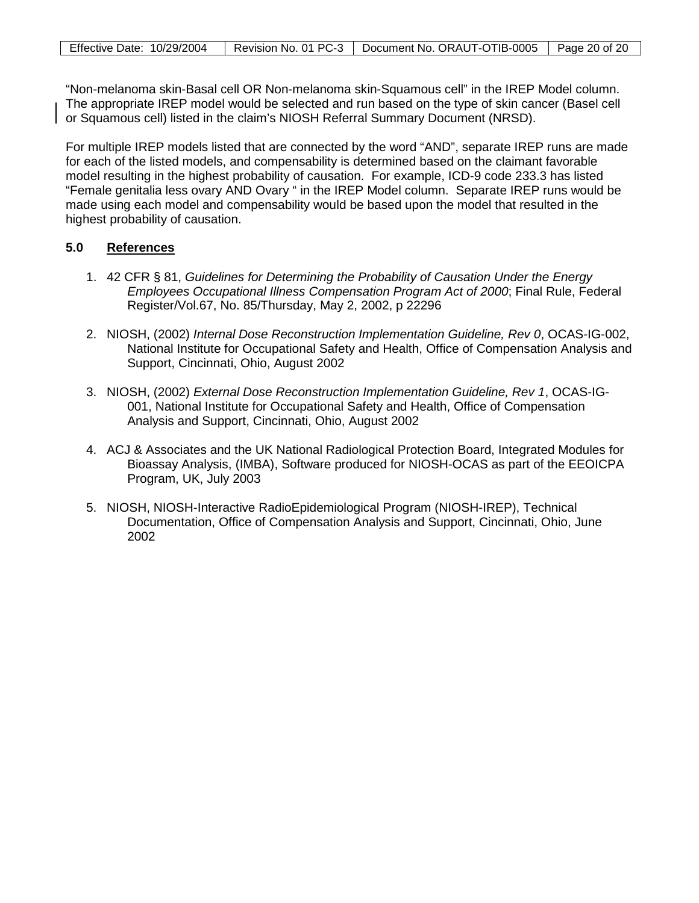"Non-melanoma skin-Basal cell OR Non-melanoma skin-Squamous cell" in the IREP Model column. The appropriate IREP model would be selected and run based on the type of skin cancer (Basel cell or Squamous cell) listed in the claim's NIOSH Referral Summary Document (NRSD).

For multiple IREP models listed that are connected by the word "AND", separate IREP runs are made for each of the listed models, and compensability is determined based on the claimant favorable model resulting in the highest probability of causation. For example, ICD-9 code 233.3 has listed "Female genitalia less ovary AND Ovary " in the IREP Model column. Separate IREP runs would be made using each model and compensability would be based upon the model that resulted in the highest probability of causation.

## 5.0 References

1. 42 CFR § 81, *Guidelines for Determining the Probability of Causation Under the Energy Employees Occupational Illness Compensation Program Act of 2000*; Final Rule, Federal Register/Vol.67, No. 85/Thursday, May 2, 2002, p 22296

2. NIOSH, (2002) *Internal Dose Reconstruction Implementation Guideline, Rev 0*, OCAS-IG-002, National Institute for Occupational Safety and Health, Office of Compensation Analysis and Support, Cincinnati, Ohio, August 2002

3. NIOSH, (2002) *External Dose Reconstruction Implementation Guideline, Rev 1*, OCAS-IG-001, National Institute for Occupational Safety and Health, Office of Compensation Analysis and Support, Cincinnati, Ohio, August 2002

4. ACJ & Associates and the UK National Radiological Protection Board, Integrated Modules for Bioassay Analysis, (IMBA), Software produced for NIOSH-OCAS as part of the EEOICPA Program, UK, July 2003

5. NIOSH, NIOSH-Interactive RadioEpidemiological Program (NIOSH-IREP), Technical Documentation, Office of Compensation Analysis and Support, Cincinnati, Ohio, June 2002